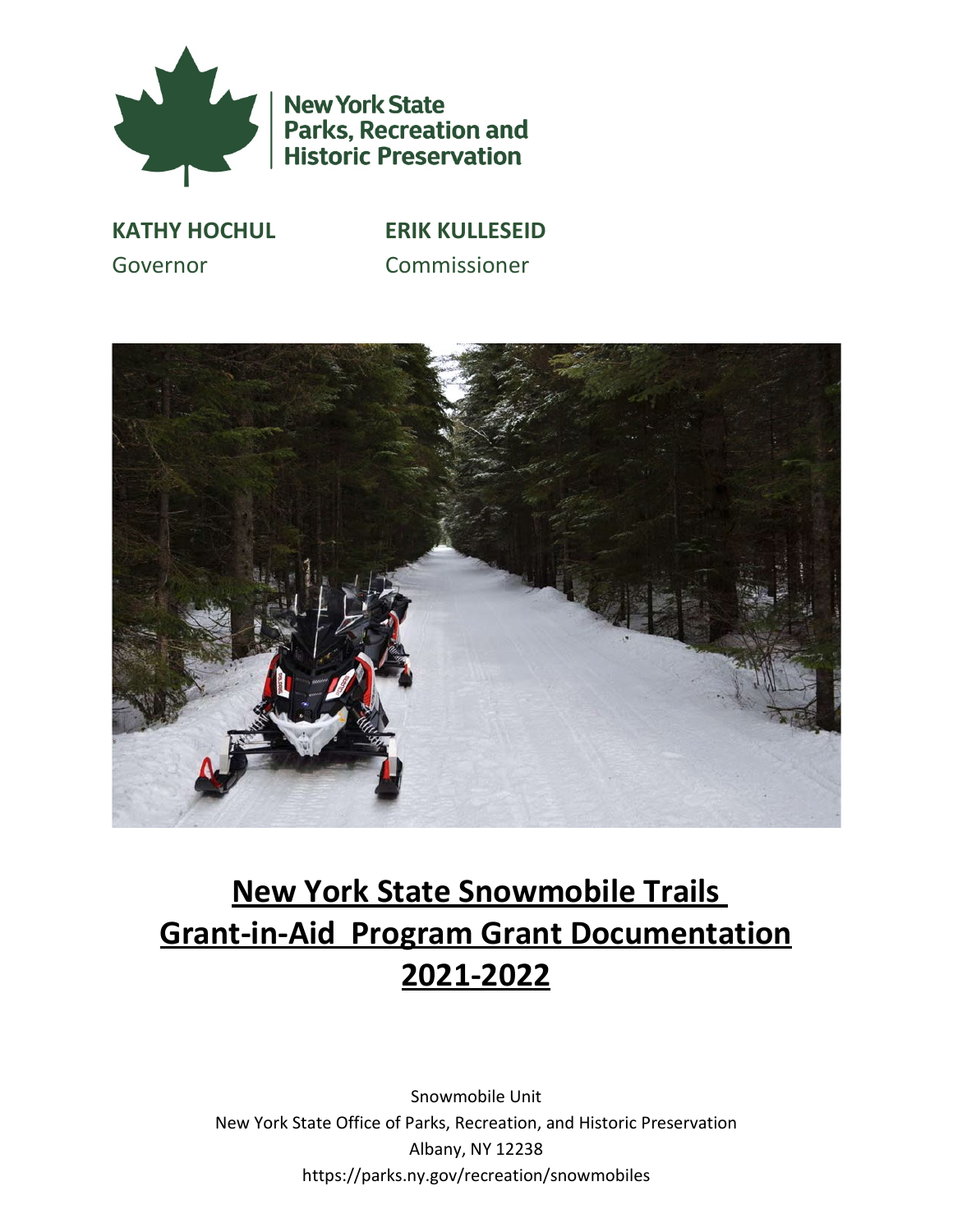New York State Parks, Recreation and Historic Preservation

**KATHY HOCHUL**
Governor

**ERIK KULLESEID**
Commissioner

# New York State Snowmobile Trails Grant-in-Aid Program Grant Documentation 2021-2022

Snowmobile Unit
New York State Office of Parks, Recreation, and Historic Preservation
Albany, NY 12238
https://parks.ny.gov/recreation/snowmobiles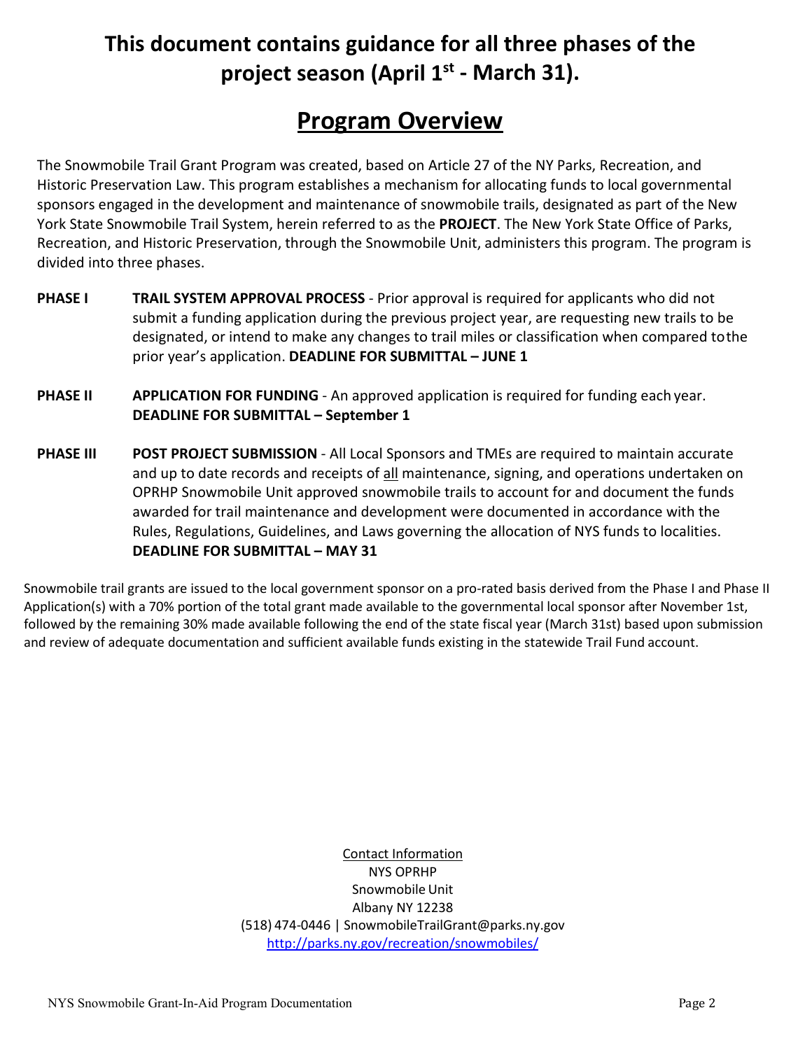# This document contains guidance for all three phases of the project season (April 1st - March 31).

## Program Overview

The Snowmobile Trail Grant Program was created, based on Article 27 of the NY Parks, Recreation, and Historic Preservation Law. This program establishes a mechanism for allocating funds to local governmental sponsors engaged in the development and maintenance of snowmobile trails, designated as part of the New York State Snowmobile Trail System, herein referred to as the **PROJECT**. The New York State Office of Parks, Recreation, and Historic Preservation, through the Snowmobile Unit, administers this program. The program is divided into three phases.

**PHASE I** **TRAIL SYSTEM APPROVAL PROCESS** - Prior approval is required for applicants who did not submit a funding application during the previous project year, are requesting new trails to be designated, or intend to make any changes to trail miles or classification when compared to the prior year's application. **DEADLINE FOR SUBMITTAL – JUNE 1**

**PHASE II** **APPLICATION FOR FUNDING** - An approved application is required for funding each year. **DEADLINE FOR SUBMITTAL – September 1**

**PHASE III** **POST PROJECT SUBMISSION** - All Local Sponsors and TMEs are required to maintain accurate and up to date records and receipts of <u>all</u> maintenance, signing, and operations undertaken on OPRHP Snowmobile Unit approved snowmobile trails to account for and document the funds awarded for trail maintenance and development were documented in accordance with the Rules, Regulations, Guidelines, and Laws governing the allocation of NYS funds to localities. **DEADLINE FOR SUBMITTAL – MAY 31**

Snowmobile trail grants are issued to the local government sponsor on a pro-rated basis derived from the Phase I and Phase II Application(s) with a 70% portion of the total grant made available to the governmental local sponsor after November 1st, followed by the remaining 30% made available following the end of the state fiscal year (March 31st) based upon submission and review of adequate documentation and sufficient available funds existing in the statewide Trail Fund account.

<u>Contact Information</u>
NYS OPRHP
Snowmobile Unit
Albany NY 12238
(518) 474-0446 | SnowmobileTrailGrant@parks.ny.gov
http://parks.ny.gov/recreation/snowmobiles/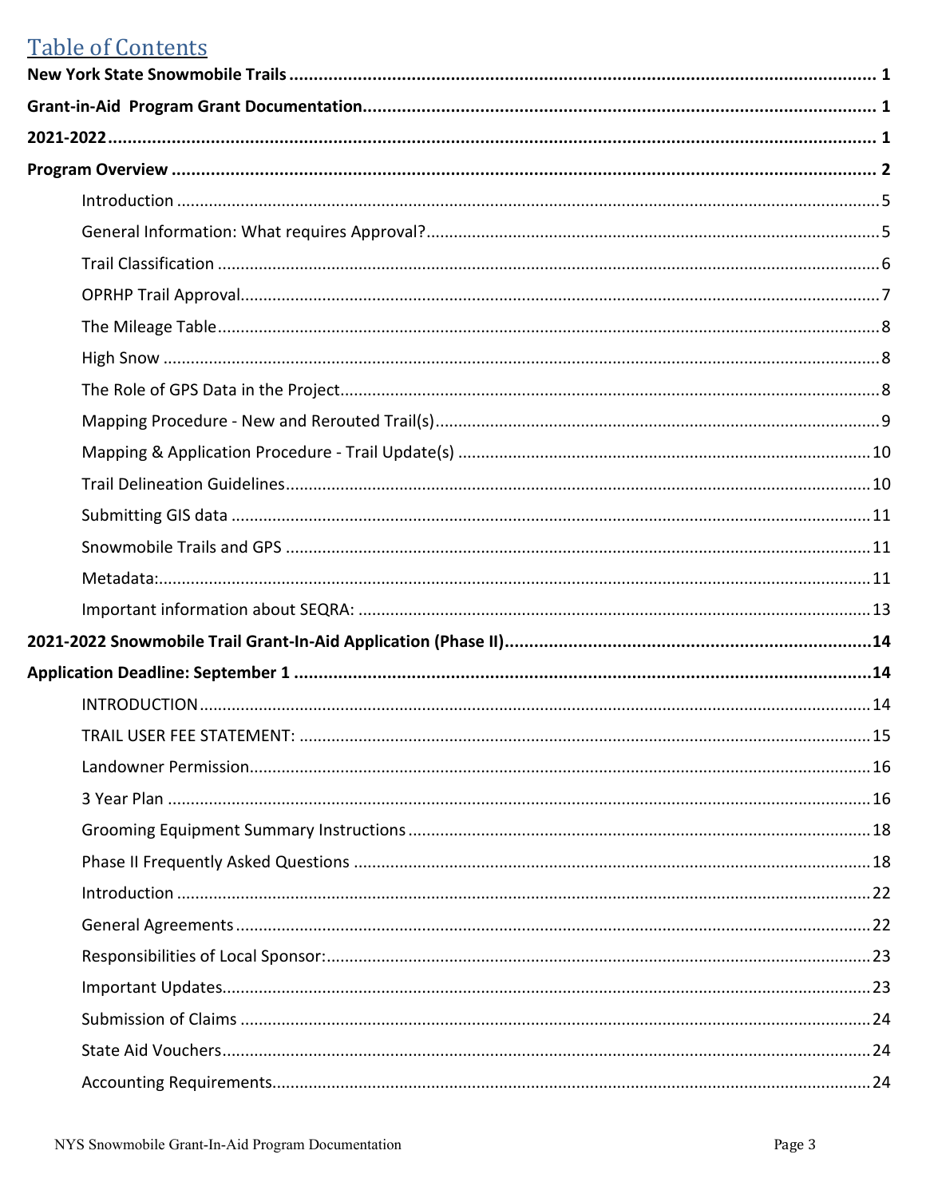# Table of Contents

**New York State Snowmobile Trails** ..... 1

**Grant-in-Aid Program Grant Documentation** ..... 1

**2021-2022** ..... 1

**Program Overview** ..... 2

- Introduction ..... 5
- General Information: What requires Approval? ..... 5
- Trail Classification ..... 6
- OPRHP Trail Approval ..... 7
- The Mileage Table ..... 8
- High Snow ..... 8
- The Role of GPS Data in the Project ..... 8
- Mapping Procedure - New and Rerouted Trail(s) ..... 9
- Mapping & Application Procedure - Trail Update(s) ..... 10
- Trail Delineation Guidelines ..... 10
- Submitting GIS data ..... 11
- Snowmobile Trails and GPS ..... 11
- Metadata: ..... 11
- Important information about SEQRA: ..... 13

**2021-2022 Snowmobile Trail Grant-In-Aid Application (Phase II)** ..... 14

**Application Deadline: September 1** ..... 14

- INTRODUCTION ..... 14
- TRAIL USER FEE STATEMENT: ..... 15
- Landowner Permission ..... 16
- 3 Year Plan ..... 16
- Grooming Equipment Summary Instructions ..... 18
- Phase II Frequently Asked Questions ..... 18
- Introduction ..... 22
- General Agreements ..... 22
- Responsibilities of Local Sponsor: ..... 23
- Important Updates ..... 23
- Submission of Claims ..... 24
- State Aid Vouchers ..... 24
- Accounting Requirements ..... 24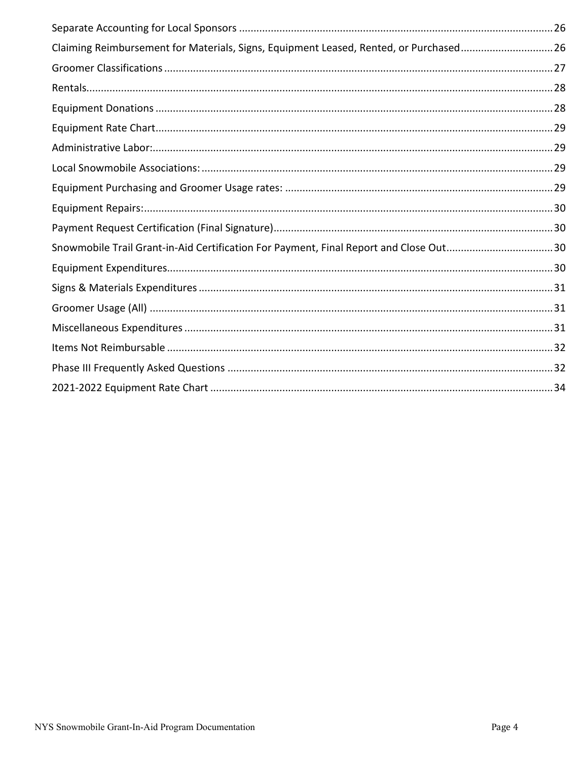Separate Accounting for Local Sponsors ........................................................................................................26
Claiming Reimbursement for Materials, Signs, Equipment Leased, Rented, or Purchased................................26
Groomer Classifications .......................................................................................................................27
Rentals...................................................................................................................................................28
Equipment Donations ..........................................................................................................................28
Equipment Rate Chart..........................................................................................................................29
Administrative Labor:............................................................................................................................29
Local Snowmobile Associations: ...........................................................................................................29
Equipment Purchasing and Groomer Usage rates: ................................................................................29
Equipment Repairs:...............................................................................................................................30
Payment Request Certification (Final Signature)...................................................................................30
Snowmobile Trail Grant-in-Aid Certification For Payment, Final Report and Close Out.....................................30
Equipment Expenditures.......................................................................................................................30
Signs & Materials Expenditures .............................................................................................................31
Groomer Usage (All) .............................................................................................................................31
Miscellaneous Expenditures .................................................................................................................31
Items Not Reimbursable .......................................................................................................................32
Phase III Frequently Asked Questions ..................................................................................................32
2021-2022 Equipment Rate Chart .........................................................................................................34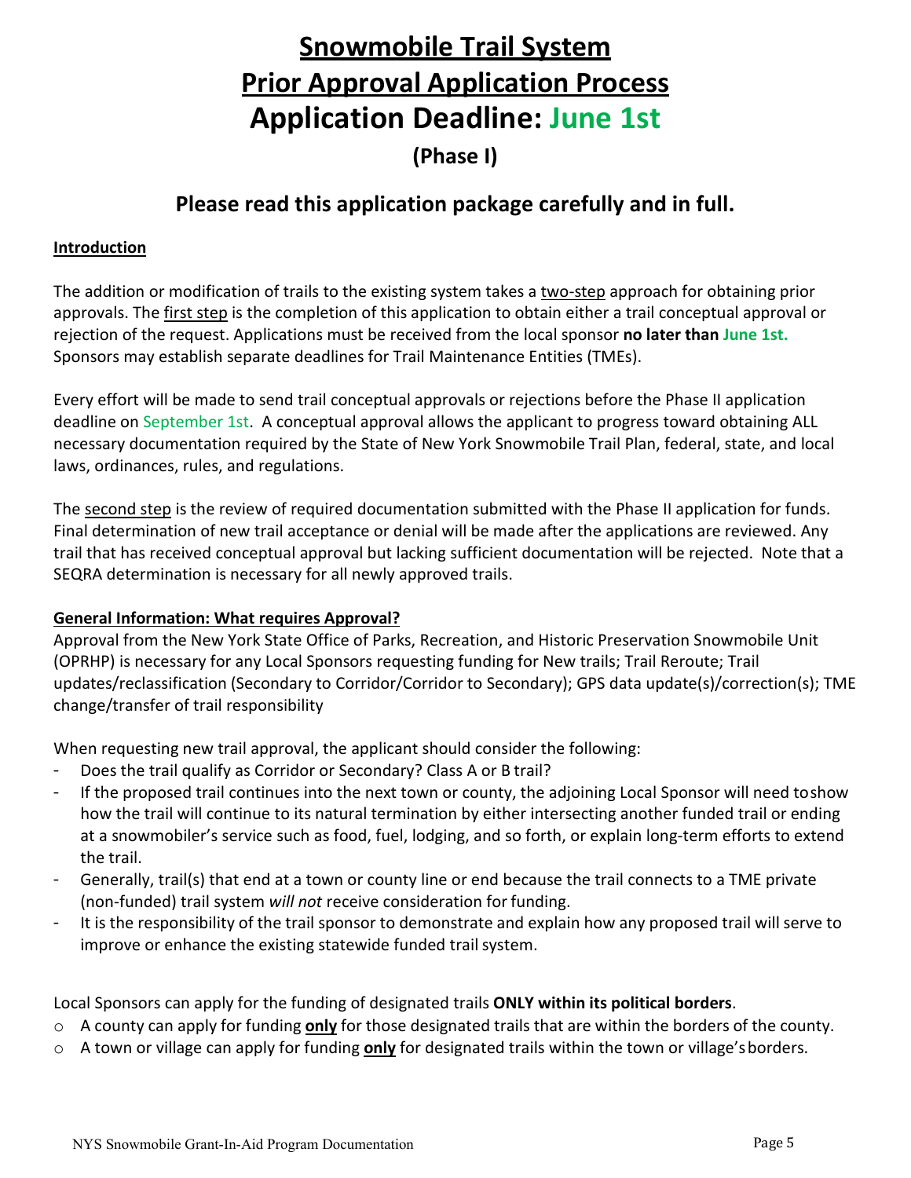# Snowmobile Trail System
# Prior Approval Application Process
# Application Deadline: June 1st

### (Phase I)

## Please read this application package carefully and in full.

**Introduction**

The addition or modification of trails to the existing system takes a two-step approach for obtaining prior approvals. The first step is the completion of this application to obtain either a trail conceptual approval or rejection of the request. Applications must be received from the local sponsor **no later than June 1st.** Sponsors may establish separate deadlines for Trail Maintenance Entities (TMEs).

Every effort will be made to send trail conceptual approvals or rejections before the Phase II application deadline on September 1st. A conceptual approval allows the applicant to progress toward obtaining ALL necessary documentation required by the State of New York Snowmobile Trail Plan, federal, state, and local laws, ordinances, rules, and regulations.

The second step is the review of required documentation submitted with the Phase II application for funds. Final determination of new trail acceptance or denial will be made after the applications are reviewed. Any trail that has received conceptual approval but lacking sufficient documentation will be rejected. Note that a SEQRA determination is necessary for all newly approved trails.

**General Information: What requires Approval?**

Approval from the New York State Office of Parks, Recreation, and Historic Preservation Snowmobile Unit (OPRHP) is necessary for any Local Sponsors requesting funding for New trails; Trail Reroute; Trail updates/reclassification (Secondary to Corridor/Corridor to Secondary); GPS data update(s)/correction(s); TME change/transfer of trail responsibility

When requesting new trail approval, the applicant should consider the following:

- Does the trail qualify as Corridor or Secondary? Class A or B trail?
- If the proposed trail continues into the next town or county, the adjoining Local Sponsor will need to show how the trail will continue to its natural termination by either intersecting another funded trail or ending at a snowmobiler's service such as food, fuel, lodging, and so forth, or explain long-term efforts to extend the trail.
- Generally, trail(s) that end at a town or county line or end because the trail connects to a TME private (non-funded) trail system *will not* receive consideration for funding.
- It is the responsibility of the trail sponsor to demonstrate and explain how any proposed trail will serve to improve or enhance the existing statewide funded trail system.

Local Sponsors can apply for the funding of designated trails **ONLY within its political borders**.

- A county can apply for funding **only** for those designated trails that are within the borders of the county.
- A town or village can apply for funding **only** for designated trails within the town or village's borders.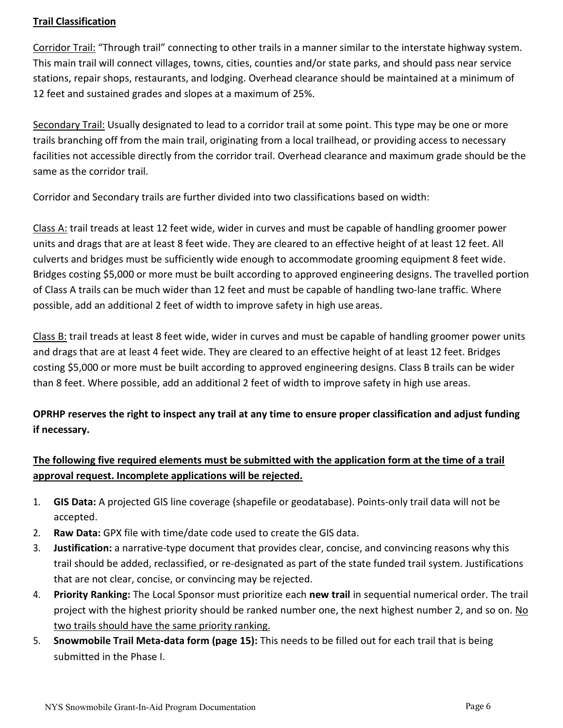**<u>Trail Classification</u>**

<u>Corridor Trail:</u> "Through trail" connecting to other trails in a manner similar to the interstate highway system. This main trail will connect villages, towns, cities, counties and/or state parks, and should pass near service stations, repair shops, restaurants, and lodging. Overhead clearance should be maintained at a minimum of 12 feet and sustained grades and slopes at a maximum of 25%.

<u>Secondary Trail:</u> Usually designated to lead to a corridor trail at some point. This type may be one or more trails branching off from the main trail, originating from a local trailhead, or providing access to necessary facilities not accessible directly from the corridor trail. Overhead clearance and maximum grade should be the same as the corridor trail.

Corridor and Secondary trails are further divided into two classifications based on width:

<u>Class A:</u> trail treads at least 12 feet wide, wider in curves and must be capable of handling groomer power units and drags that are at least 8 feet wide. They are cleared to an effective height of at least 12 feet. All culverts and bridges must be sufficiently wide enough to accommodate grooming equipment 8 feet wide. Bridges costing $5,000 or more must be built according to approved engineering designs. The travelled portion of Class A trails can be much wider than 12 feet and must be capable of handling two-lane traffic. Where possible, add an additional 2 feet of width to improve safety in high use areas.

<u>Class B:</u> trail treads at least 8 feet wide, wider in curves and must be capable of handling groomer power units and drags that are at least 4 feet wide. They are cleared to an effective height of at least 12 feet. Bridges costing $5,000 or more must be built according to approved engineering designs. Class B trails can be wider than 8 feet. Where possible, add an additional 2 feet of width to improve safety in high use areas.

**OPRHP reserves the right to inspect any trail at any time to ensure proper classification and adjust funding if necessary.**

**<u>The following five required elements must be submitted with the application form at the time of a trail approval request. Incomplete applications will be rejected.</u>**

1. **GIS Data:** A projected GIS line coverage (shapefile or geodatabase). Points-only trail data will not be accepted.
2. **Raw Data:** GPX file with time/date code used to create the GIS data.
3. **Justification:** a narrative-type document that provides clear, concise, and convincing reasons why this trail should be added, reclassified, or re-designated as part of the state funded trail system. Justifications that are not clear, concise, or convincing may be rejected.
4. **Priority Ranking:** The Local Sponsor must prioritize each **new trail** in sequential numerical order. The trail project with the highest priority should be ranked number one, the next highest number 2, and so on. <u>No two trails should have the same priority ranking.</u>
5. **Snowmobile Trail Meta-data form (page 15):** This needs to be filled out for each trail that is being submitted in the Phase I.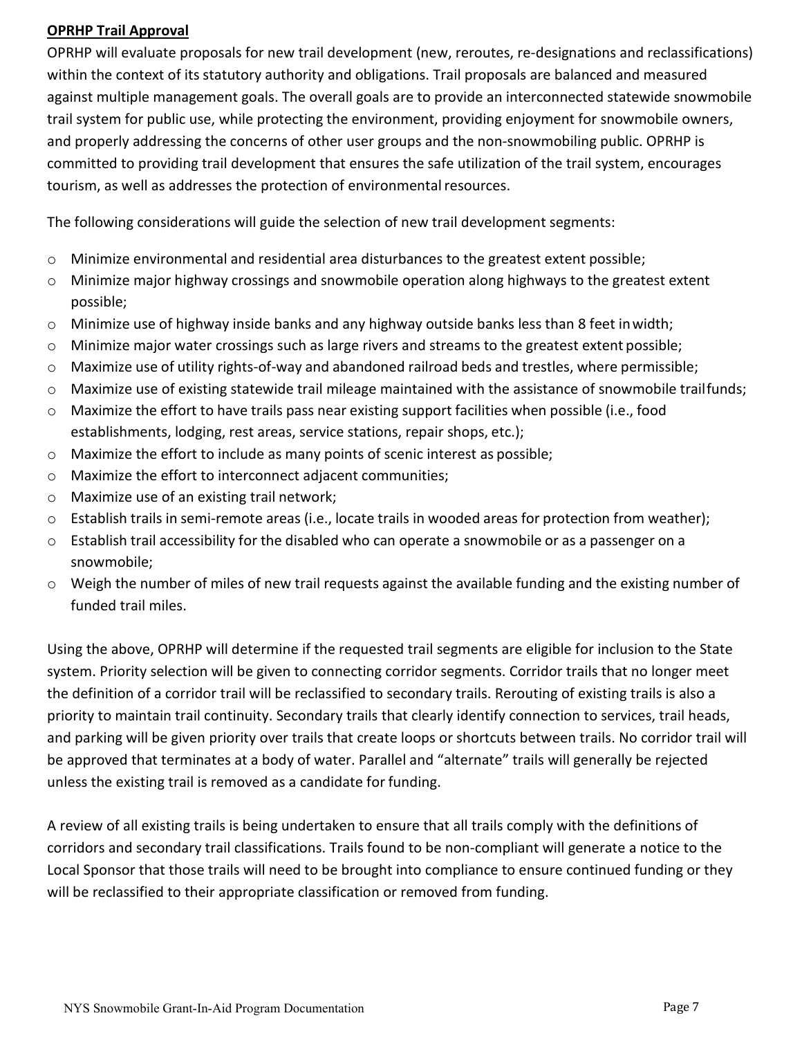**OPRHP Trail Approval**

OPRHP will evaluate proposals for new trail development (new, reroutes, re-designations and reclassifications) within the context of its statutory authority and obligations. Trail proposals are balanced and measured against multiple management goals. The overall goals are to provide an interconnected statewide snowmobile trail system for public use, while protecting the environment, providing enjoyment for snowmobile owners, and properly addressing the concerns of other user groups and the non-snowmobiling public. OPRHP is committed to providing trail development that ensures the safe utilization of the trail system, encourages tourism, as well as addresses the protection of environmental resources.

The following considerations will guide the selection of new trail development segments:

- Minimize environmental and residential area disturbances to the greatest extent possible;
- Minimize major highway crossings and snowmobile operation along highways to the greatest extent possible;
- Minimize use of highway inside banks and any highway outside banks less than 8 feet in width;
- Minimize major water crossings such as large rivers and streams to the greatest extent possible;
- Maximize use of utility rights-of-way and abandoned railroad beds and trestles, where permissible;
- Maximize use of existing statewide trail mileage maintained with the assistance of snowmobile trail funds;
- Maximize the effort to have trails pass near existing support facilities when possible (i.e., food establishments, lodging, rest areas, service stations, repair shops, etc.);
- Maximize the effort to include as many points of scenic interest as possible;
- Maximize the effort to interconnect adjacent communities;
- Maximize use of an existing trail network;
- Establish trails in semi-remote areas (i.e., locate trails in wooded areas for protection from weather);
- Establish trail accessibility for the disabled who can operate a snowmobile or as a passenger on a snowmobile;
- Weigh the number of miles of new trail requests against the available funding and the existing number of funded trail miles.

Using the above, OPRHP will determine if the requested trail segments are eligible for inclusion to the State system. Priority selection will be given to connecting corridor segments. Corridor trails that no longer meet the definition of a corridor trail will be reclassified to secondary trails. Rerouting of existing trails is also a priority to maintain trail continuity. Secondary trails that clearly identify connection to services, trail heads, and parking will be given priority over trails that create loops or shortcuts between trails. No corridor trail will be approved that terminates at a body of water. Parallel and "alternate" trails will generally be rejected unless the existing trail is removed as a candidate for funding.

A review of all existing trails is being undertaken to ensure that all trails comply with the definitions of corridors and secondary trail classifications. Trails found to be non-compliant will generate a notice to the Local Sponsor that those trails will need to be brought into compliance to ensure continued funding or they will be reclassified to their appropriate classification or removed from funding.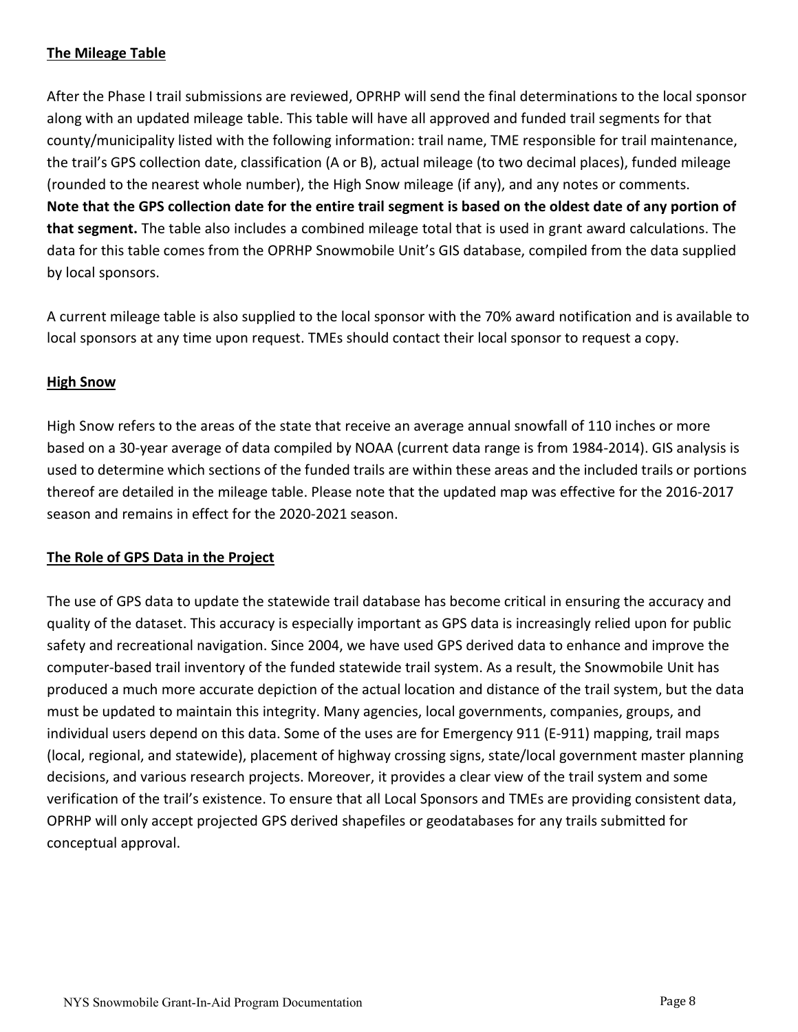## The Mileage Table

After the Phase I trail submissions are reviewed, OPRHP will send the final determinations to the local sponsor along with an updated mileage table. This table will have all approved and funded trail segments for that county/municipality listed with the following information: trail name, TME responsible for trail maintenance, the trail's GPS collection date, classification (A or B), actual mileage (to two decimal places), funded mileage (rounded to the nearest whole number), the High Snow mileage (if any), and any notes or comments. **Note that the GPS collection date for the entire trail segment is based on the oldest date of any portion of that segment.** The table also includes a combined mileage total that is used in grant award calculations. The data for this table comes from the OPRHP Snowmobile Unit's GIS database, compiled from the data supplied by local sponsors.

A current mileage table is also supplied to the local sponsor with the 70% award notification and is available to local sponsors at any time upon request. TMEs should contact their local sponsor to request a copy.

## High Snow

High Snow refers to the areas of the state that receive an average annual snowfall of 110 inches or more based on a 30-year average of data compiled by NOAA (current data range is from 1984-2014). GIS analysis is used to determine which sections of the funded trails are within these areas and the included trails or portions thereof are detailed in the mileage table. Please note that the updated map was effective for the 2016-2017 season and remains in effect for the 2020-2021 season.

## The Role of GPS Data in the Project

The use of GPS data to update the statewide trail database has become critical in ensuring the accuracy and quality of the dataset. This accuracy is especially important as GPS data is increasingly relied upon for public safety and recreational navigation. Since 2004, we have used GPS derived data to enhance and improve the computer-based trail inventory of the funded statewide trail system. As a result, the Snowmobile Unit has produced a much more accurate depiction of the actual location and distance of the trail system, but the data must be updated to maintain this integrity. Many agencies, local governments, companies, groups, and individual users depend on this data. Some of the uses are for Emergency 911 (E-911) mapping, trail maps (local, regional, and statewide), placement of highway crossing signs, state/local government master planning decisions, and various research projects. Moreover, it provides a clear view of the trail system and some verification of the trail's existence. To ensure that all Local Sponsors and TMEs are providing consistent data, OPRHP will only accept projected GPS derived shapefiles or geodatabases for any trails submitted for conceptual approval.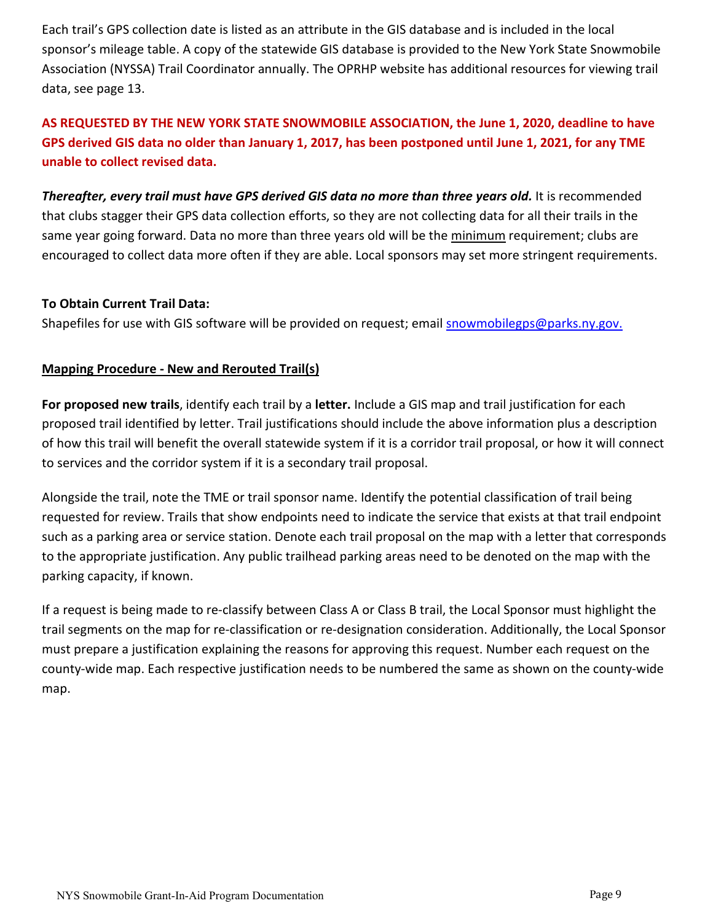Each trail's GPS collection date is listed as an attribute in the GIS database and is included in the local sponsor's mileage table. A copy of the statewide GIS database is provided to the New York State Snowmobile Association (NYSSA) Trail Coordinator annually. The OPRHP website has additional resources for viewing trail data, see page 13.

**AS REQUESTED BY THE NEW YORK STATE SNOWMOBILE ASSOCIATION, the June 1, 2020, deadline to have GPS derived GIS data no older than January 1, 2017, has been postponed until June 1, 2021, for any TME unable to collect revised data.**

***Thereafter, every trail must have GPS derived GIS data no more than three years old.*** It is recommended that clubs stagger their GPS data collection efforts, so they are not collecting data for all their trails in the same year going forward. Data no more than three years old will be the <u>minimum</u> requirement; clubs are encouraged to collect data more often if they are able. Local sponsors may set more stringent requirements.

**To Obtain Current Trail Data:**
Shapefiles for use with GIS software will be provided on request; email snowmobilegps@parks.ny.gov.

**<u>Mapping Procedure - New and Rerouted Trail(s)</u>**

**For proposed new trails**, identify each trail by a **letter.** Include a GIS map and trail justification for each proposed trail identified by letter. Trail justifications should include the above information plus a description of how this trail will benefit the overall statewide system if it is a corridor trail proposal, or how it will connect to services and the corridor system if it is a secondary trail proposal.

Alongside the trail, note the TME or trail sponsor name. Identify the potential classification of trail being requested for review. Trails that show endpoints need to indicate the service that exists at that trail endpoint such as a parking area or service station. Denote each trail proposal on the map with a letter that corresponds to the appropriate justification. Any public trailhead parking areas need to be denoted on the map with the parking capacity, if known.

If a request is being made to re-classify between Class A or Class B trail, the Local Sponsor must highlight the trail segments on the map for re-classification or re-designation consideration. Additionally, the Local Sponsor must prepare a justification explaining the reasons for approving this request. Number each request on the county-wide map. Each respective justification needs to be numbered the same as shown on the county-wide map.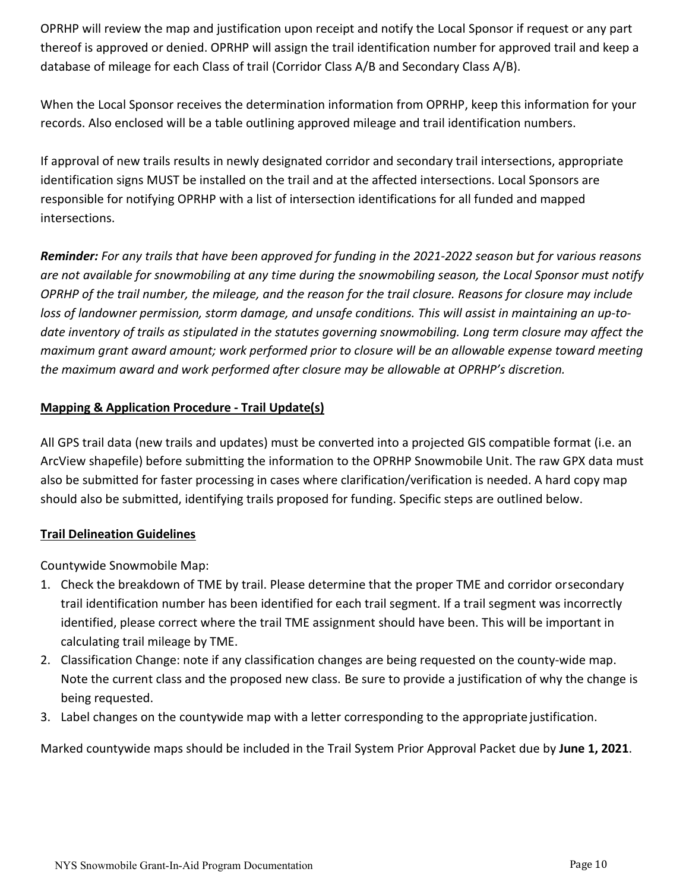OPRHP will review the map and justification upon receipt and notify the Local Sponsor if request or any part thereof is approved or denied. OPRHP will assign the trail identification number for approved trail and keep a database of mileage for each Class of trail (Corridor Class A/B and Secondary Class A/B).

When the Local Sponsor receives the determination information from OPRHP, keep this information for your records. Also enclosed will be a table outlining approved mileage and trail identification numbers.

If approval of new trails results in newly designated corridor and secondary trail intersections, appropriate identification signs MUST be installed on the trail and at the affected intersections. Local Sponsors are responsible for notifying OPRHP with a list of intersection identifications for all funded and mapped intersections.

***Reminder:*** *For any trails that have been approved for funding in the 2021-2022 season but for various reasons are not available for snowmobiling at any time during the snowmobiling season, the Local Sponsor must notify OPRHP of the trail number, the mileage, and the reason for the trail closure. Reasons for closure may include loss of landowner permission, storm damage, and unsafe conditions. This will assist in maintaining an up-to-date inventory of trails as stipulated in the statutes governing snowmobiling. Long term closure may affect the maximum grant award amount; work performed prior to closure will be an allowable expense toward meeting the maximum award and work performed after closure may be allowable at OPRHP's discretion.*

## Mapping & Application Procedure - Trail Update(s)

All GPS trail data (new trails and updates) must be converted into a projected GIS compatible format (i.e. an ArcView shapefile) before submitting the information to the OPRHP Snowmobile Unit. The raw GPX data must also be submitted for faster processing in cases where clarification/verification is needed. A hard copy map should also be submitted, identifying trails proposed for funding. Specific steps are outlined below.

## Trail Delineation Guidelines

Countywide Snowmobile Map:

1. Check the breakdown of TME by trail. Please determine that the proper TME and corridor orsecondary trail identification number has been identified for each trail segment. If a trail segment was incorrectly identified, please correct where the trail TME assignment should have been. This will be important in calculating trail mileage by TME.
2. Classification Change: note if any classification changes are being requested on the county-wide map. Note the current class and the proposed new class. Be sure to provide a justification of why the change is being requested.
3. Label changes on the countywide map with a letter corresponding to the appropriate justification.

Marked countywide maps should be included in the Trail System Prior Approval Packet due by **June 1, 2021**.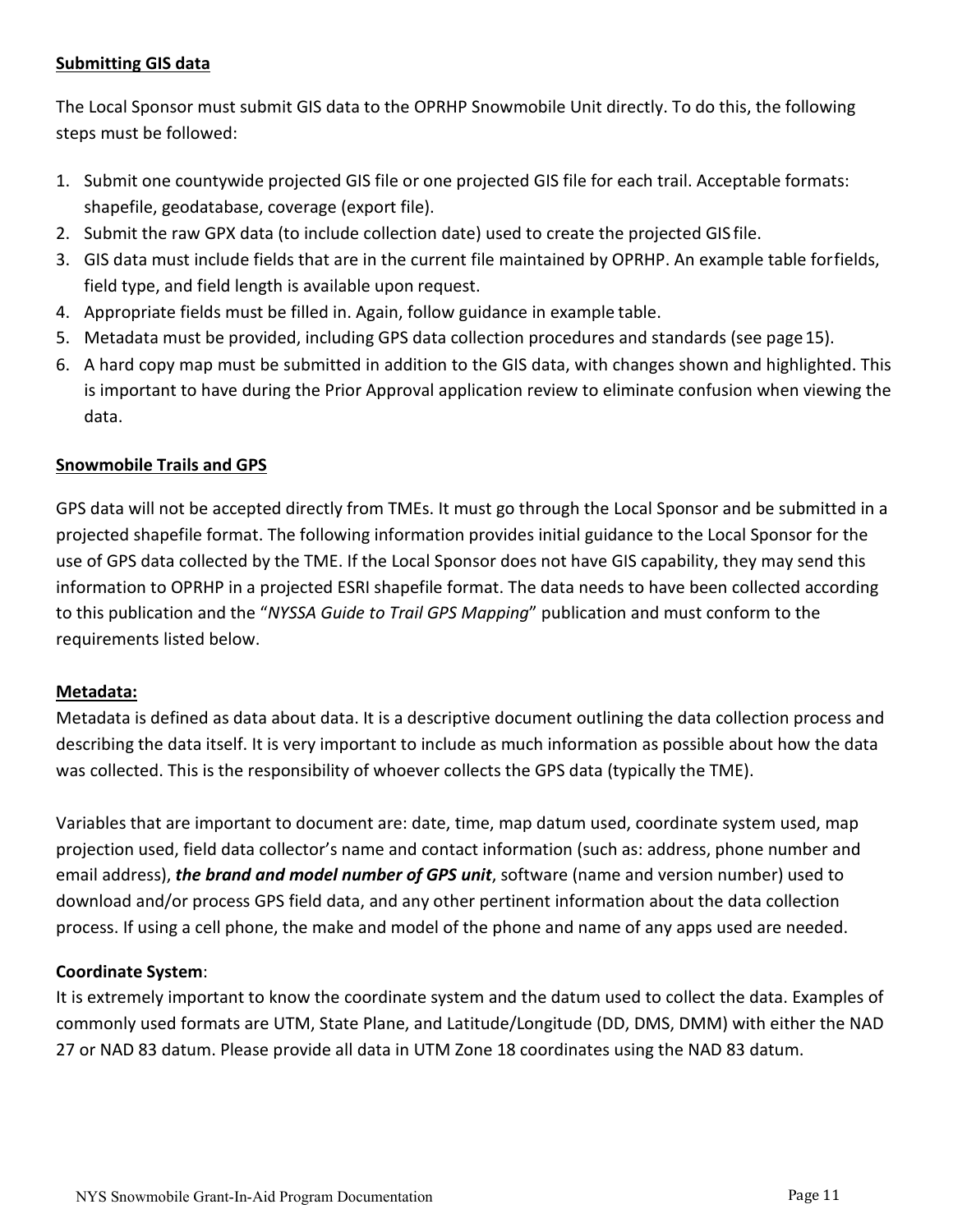**Submitting GIS data**

The Local Sponsor must submit GIS data to the OPRHP Snowmobile Unit directly. To do this, the following steps must be followed:

1. Submit one countywide projected GIS file or one projected GIS file for each trail. Acceptable formats: shapefile, geodatabase, coverage (export file).
2. Submit the raw GPX data (to include collection date) used to create the projected GIS file.
3. GIS data must include fields that are in the current file maintained by OPRHP. An example table for fields, field type, and field length is available upon request.
4. Appropriate fields must be filled in. Again, follow guidance in example table.
5. Metadata must be provided, including GPS data collection procedures and standards (see page 15).
6. A hard copy map must be submitted in addition to the GIS data, with changes shown and highlighted. This is important to have during the Prior Approval application review to eliminate confusion when viewing the data.

**Snowmobile Trails and GPS**

GPS data will not be accepted directly from TMEs. It must go through the Local Sponsor and be submitted in a projected shapefile format. The following information provides initial guidance to the Local Sponsor for the use of GPS data collected by the TME. If the Local Sponsor does not have GIS capability, they may send this information to OPRHP in a projected ESRI shapefile format. The data needs to have been collected according to this publication and the "*NYSSA Guide to Trail GPS Mapping*" publication and must conform to the requirements listed below.

**Metadata:**

Metadata is defined as data about data. It is a descriptive document outlining the data collection process and describing the data itself. It is very important to include as much information as possible about how the data was collected. This is the responsibility of whoever collects the GPS data (typically the TME).

Variables that are important to document are: date, time, map datum used, coordinate system used, map projection used, field data collector's name and contact information (such as: address, phone number and email address), ***the brand and model number of GPS unit***, software (name and version number) used to download and/or process GPS field data, and any other pertinent information about the data collection process. If using a cell phone, the make and model of the phone and name of any apps used are needed.

**Coordinate System**:

It is extremely important to know the coordinate system and the datum used to collect the data. Examples of commonly used formats are UTM, State Plane, and Latitude/Longitude (DD, DMS, DMM) with either the NAD 27 or NAD 83 datum. Please provide all data in UTM Zone 18 coordinates using the NAD 83 datum.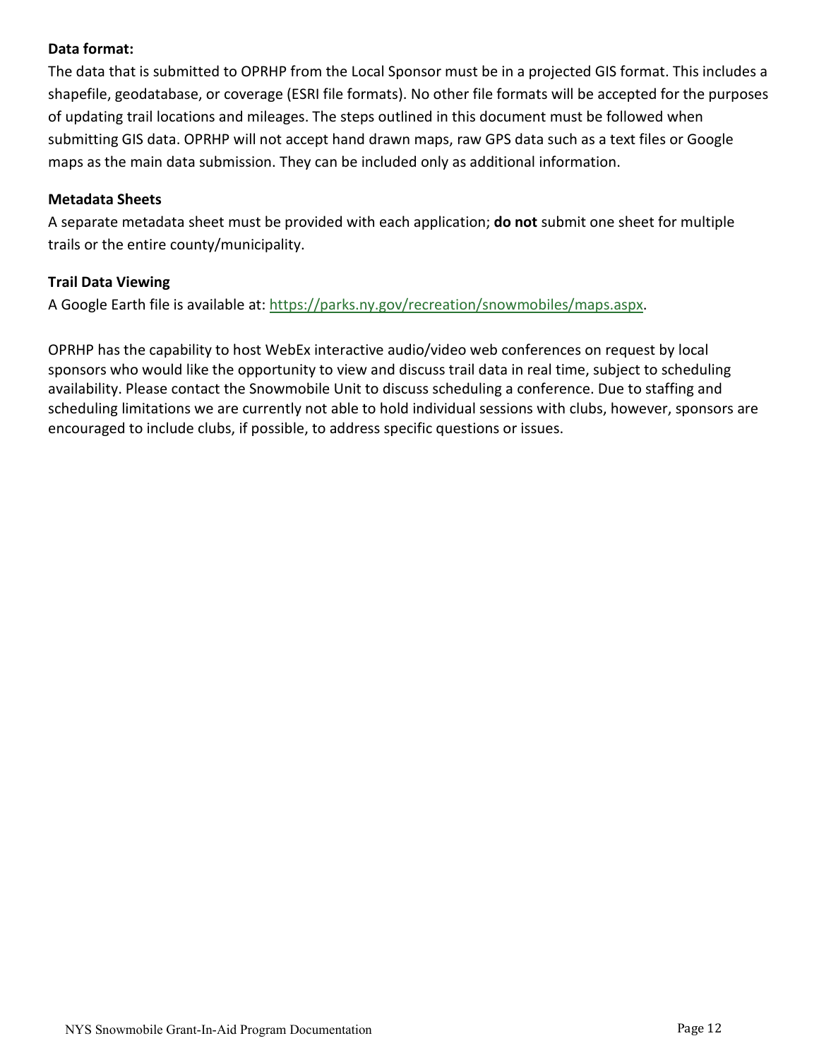**Data format:**

The data that is submitted to OPRHP from the Local Sponsor must be in a projected GIS format. This includes a shapefile, geodatabase, or coverage (ESRI file formats). No other file formats will be accepted for the purposes of updating trail locations and mileages. The steps outlined in this document must be followed when submitting GIS data. OPRHP will not accept hand drawn maps, raw GPS data such as a text files or Google maps as the main data submission. They can be included only as additional information.

**Metadata Sheets**

A separate metadata sheet must be provided with each application; **do not** submit one sheet for multiple trails or the entire county/municipality.

**Trail Data Viewing**

A Google Earth file is available at: https://parks.ny.gov/recreation/snowmobiles/maps.aspx.

OPRHP has the capability to host WebEx interactive audio/video web conferences on request by local sponsors who would like the opportunity to view and discuss trail data in real time, subject to scheduling availability. Please contact the Snowmobile Unit to discuss scheduling a conference. Due to staffing and scheduling limitations we are currently not able to hold individual sessions with clubs, however, sponsors are encouraged to include clubs, if possible, to address specific questions or issues.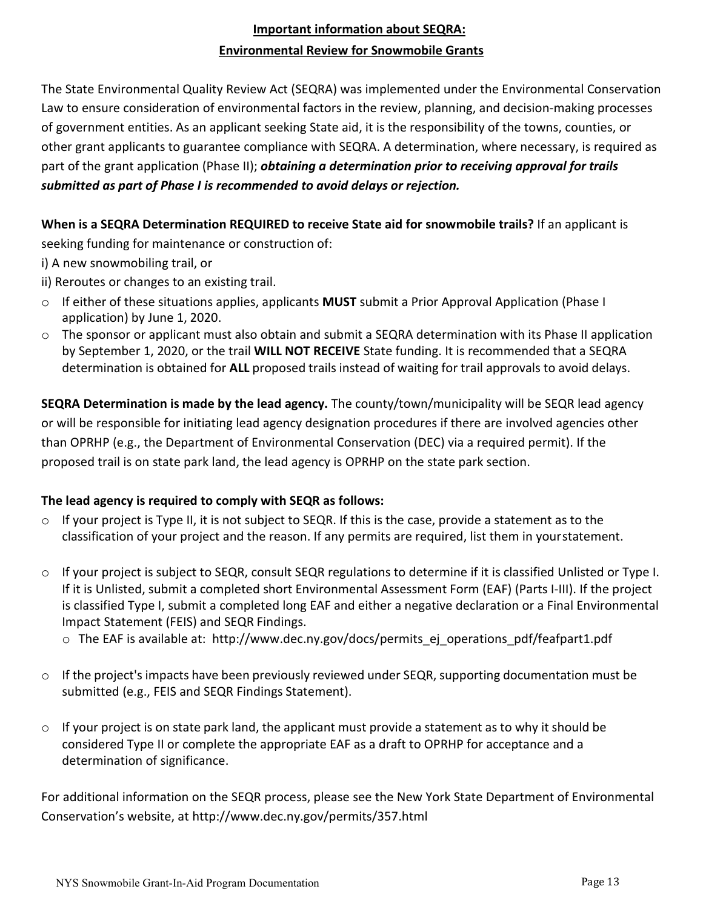**Important information about SEQRA:**
**Environmental Review for Snowmobile Grants**

The State Environmental Quality Review Act (SEQRA) was implemented under the Environmental Conservation Law to ensure consideration of environmental factors in the review, planning, and decision-making processes of government entities. As an applicant seeking State aid, it is the responsibility of the towns, counties, or other grant applicants to guarantee compliance with SEQRA. A determination, where necessary, is required as part of the grant application (Phase II); ***obtaining a determination prior to receiving approval for trails submitted as part of Phase I is recommended to avoid delays or rejection.***

**When is a SEQRA Determination REQUIRED to receive State aid for snowmobile trails?** If an applicant is seeking funding for maintenance or construction of:

i) A new snowmobiling trail, or
ii) Reroutes or changes to an existing trail.

- If either of these situations applies, applicants **MUST** submit a Prior Approval Application (Phase I application) by June 1, 2020.
- The sponsor or applicant must also obtain and submit a SEQRA determination with its Phase II application by September 1, 2020, or the trail **WILL NOT RECEIVE** State funding. It is recommended that a SEQRA determination is obtained for **ALL** proposed trails instead of waiting for trail approvals to avoid delays.

**SEQRA Determination is made by the lead agency.** The county/town/municipality will be SEQR lead agency or will be responsible for initiating lead agency designation procedures if there are involved agencies other than OPRHP (e.g., the Department of Environmental Conservation (DEC) via a required permit). If the proposed trail is on state park land, the lead agency is OPRHP on the state park section.

**The lead agency is required to comply with SEQR as follows:**

- If your project is Type II, it is not subject to SEQR. If this is the case, provide a statement as to the classification of your project and the reason. If any permits are required, list them in yourstatement.
- If your project is subject to SEQR, consult SEQR regulations to determine if it is classified Unlisted or Type I. If it is Unlisted, submit a completed short Environmental Assessment Form (EAF) (Parts I-III). If the project is classified Type I, submit a completed long EAF and either a negative declaration or a Final Environmental Impact Statement (FEIS) and SEQR Findings.
  - The EAF is available at: http://www.dec.ny.gov/docs/permits_ej_operations_pdf/feafpart1.pdf
- If the project's impacts have been previously reviewed under SEQR, supporting documentation must be submitted (e.g., FEIS and SEQR Findings Statement).
- If your project is on state park land, the applicant must provide a statement as to why it should be considered Type II or complete the appropriate EAF as a draft to OPRHP for acceptance and a determination of significance.

For additional information on the SEQR process, please see the New York State Department of Environmental Conservation's website, at http://www.dec.ny.gov/permits/357.html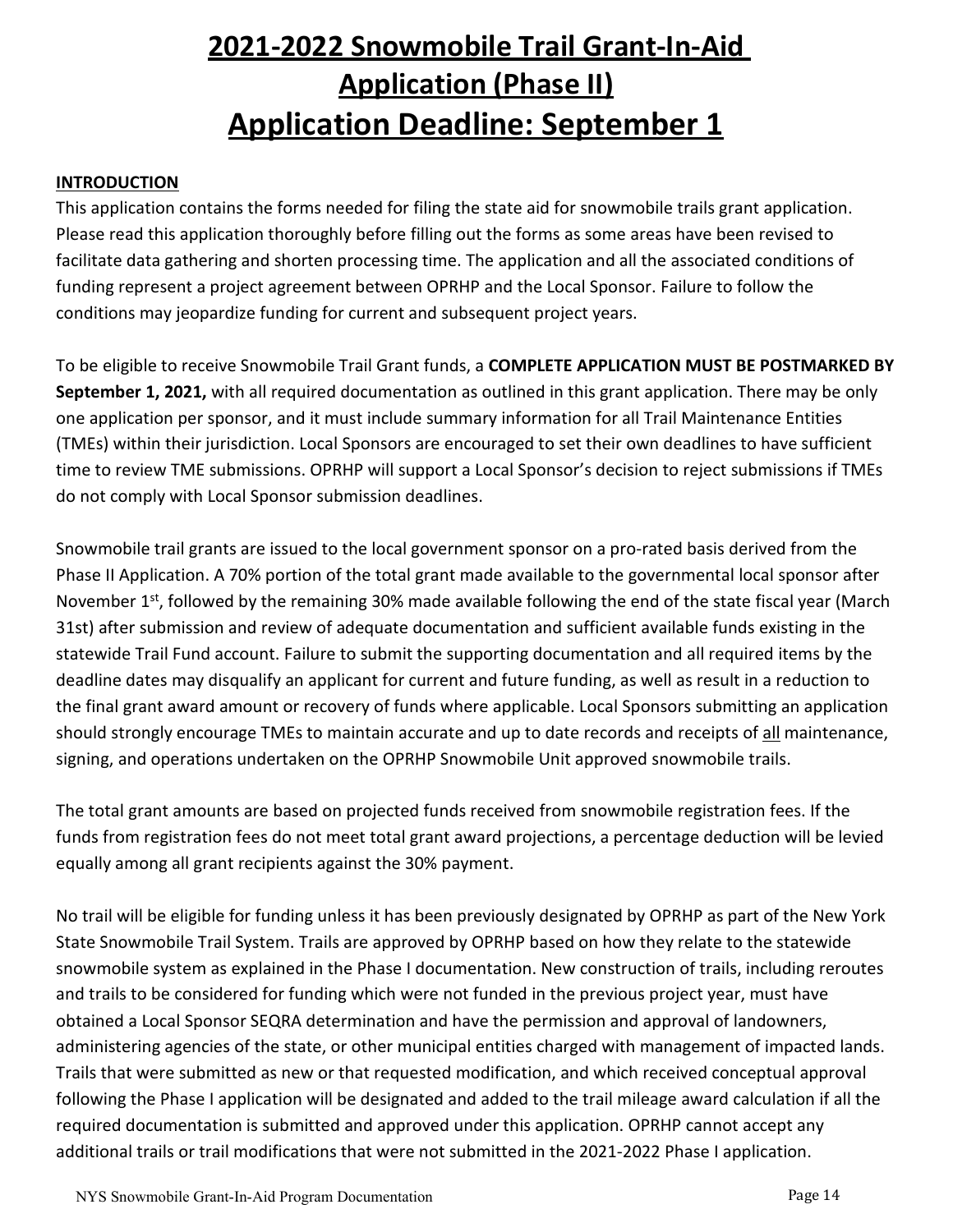# 2021-2022 Snowmobile Trail Grant-In-Aid Application (Phase II) Application Deadline: September 1

**INTRODUCTION**

This application contains the forms needed for filing the state aid for snowmobile trails grant application. Please read this application thoroughly before filling out the forms as some areas have been revised to facilitate data gathering and shorten processing time. The application and all the associated conditions of funding represent a project agreement between OPRHP and the Local Sponsor. Failure to follow the conditions may jeopardize funding for current and subsequent project years.

To be eligible to receive Snowmobile Trail Grant funds, a **COMPLETE APPLICATION MUST BE POSTMARKED BY September 1, 2021,** with all required documentation as outlined in this grant application. There may be only one application per sponsor, and it must include summary information for all Trail Maintenance Entities (TMEs) within their jurisdiction. Local Sponsors are encouraged to set their own deadlines to have sufficient time to review TME submissions. OPRHP will support a Local Sponsor's decision to reject submissions if TMEs do not comply with Local Sponsor submission deadlines.

Snowmobile trail grants are issued to the local government sponsor on a pro-rated basis derived from the Phase II Application. A 70% portion of the total grant made available to the governmental local sponsor after November 1st, followed by the remaining 30% made available following the end of the state fiscal year (March 31st) after submission and review of adequate documentation and sufficient available funds existing in the statewide Trail Fund account. Failure to submit the supporting documentation and all required items by the deadline dates may disqualify an applicant for current and future funding, as well as result in a reduction to the final grant award amount or recovery of funds where applicable. Local Sponsors submitting an application should strongly encourage TMEs to maintain accurate and up to date records and receipts of all maintenance, signing, and operations undertaken on the OPRHP Snowmobile Unit approved snowmobile trails.

The total grant amounts are based on projected funds received from snowmobile registration fees. If the funds from registration fees do not meet total grant award projections, a percentage deduction will be levied equally among all grant recipients against the 30% payment.

No trail will be eligible for funding unless it has been previously designated by OPRHP as part of the New York State Snowmobile Trail System. Trails are approved by OPRHP based on how they relate to the statewide snowmobile system as explained in the Phase I documentation. New construction of trails, including reroutes and trails to be considered for funding which were not funded in the previous project year, must have obtained a Local Sponsor SEQRA determination and have the permission and approval of landowners, administering agencies of the state, or other municipal entities charged with management of impacted lands. Trails that were submitted as new or that requested modification, and which received conceptual approval following the Phase I application will be designated and added to the trail mileage award calculation if all the required documentation is submitted and approved under this application. OPRHP cannot accept any additional trails or trail modifications that were not submitted in the 2021-2022 Phase I application.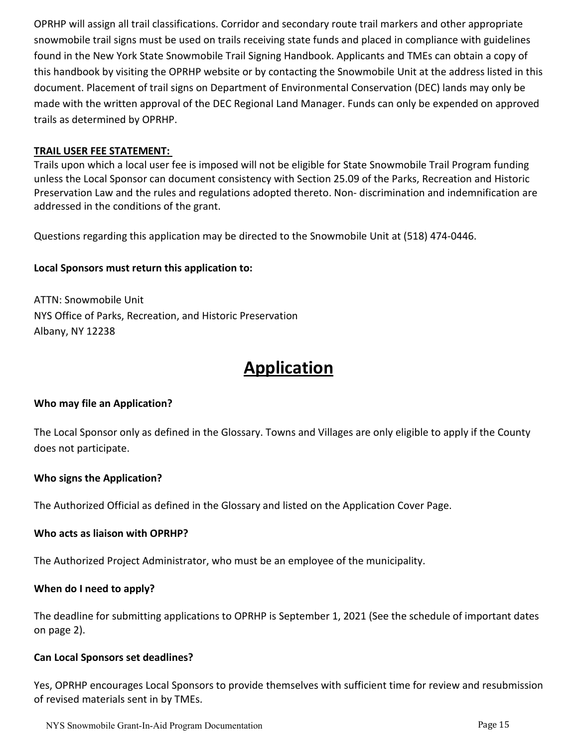OPRHP will assign all trail classifications. Corridor and secondary route trail markers and other appropriate snowmobile trail signs must be used on trails receiving state funds and placed in compliance with guidelines found in the New York State Snowmobile Trail Signing Handbook. Applicants and TMEs can obtain a copy of this handbook by visiting the OPRHP website or by contacting the Snowmobile Unit at the address listed in this document. Placement of trail signs on Department of Environmental Conservation (DEC) lands may only be made with the written approval of the DEC Regional Land Manager. Funds can only be expended on approved trails as determined by OPRHP.

**TRAIL USER FEE STATEMENT:**

Trails upon which a local user fee is imposed will not be eligible for State Snowmobile Trail Program funding unless the Local Sponsor can document consistency with Section 25.09 of the Parks, Recreation and Historic Preservation Law and the rules and regulations adopted thereto. Non- discrimination and indemnification are addressed in the conditions of the grant.

Questions regarding this application may be directed to the Snowmobile Unit at (518) 474-0446.

**Local Sponsors must return this application to:**

ATTN: Snowmobile Unit
NYS Office of Parks, Recreation, and Historic Preservation
Albany, NY 12238

# Application

**Who may file an Application?**

The Local Sponsor only as defined in the Glossary. Towns and Villages are only eligible to apply if the County does not participate.

**Who signs the Application?**

The Authorized Official as defined in the Glossary and listed on the Application Cover Page.

**Who acts as liaison with OPRHP?**

The Authorized Project Administrator, who must be an employee of the municipality.

**When do I need to apply?**

The deadline for submitting applications to OPRHP is September 1, 2021 (See the schedule of important dates on page 2).

**Can Local Sponsors set deadlines?**

Yes, OPRHP encourages Local Sponsors to provide themselves with sufficient time for review and resubmission of revised materials sent in by TMEs.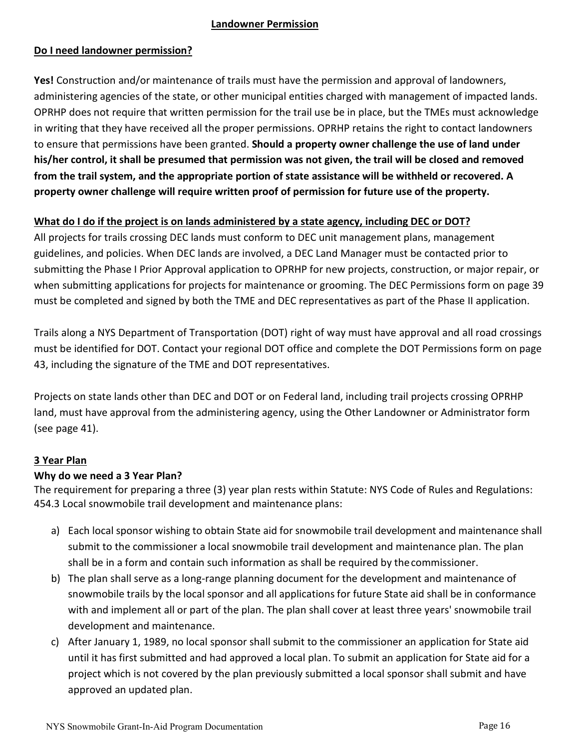## Landowner Permission

### Do I need landowner permission?

**Yes!** Construction and/or maintenance of trails must have the permission and approval of landowners, administering agencies of the state, or other municipal entities charged with management of impacted lands. OPRHP does not require that written permission for the trail use be in place, but the TMEs must acknowledge in writing that they have received all the proper permissions. OPRHP retains the right to contact landowners to ensure that permissions have been granted. **Should a property owner challenge the use of land under his/her control, it shall be presumed that permission was not given, the trail will be closed and removed from the trail system, and the appropriate portion of state assistance will be withheld or recovered. A property owner challenge will require written proof of permission for future use of the property.**

### What do I do if the project is on lands administered by a state agency, including DEC or DOT?

All projects for trails crossing DEC lands must conform to DEC unit management plans, management guidelines, and policies. When DEC lands are involved, a DEC Land Manager must be contacted prior to submitting the Phase I Prior Approval application to OPRHP for new projects, construction, or major repair, or when submitting applications for projects for maintenance or grooming. The DEC Permissions form on page 39 must be completed and signed by both the TME and DEC representatives as part of the Phase II application.

Trails along a NYS Department of Transportation (DOT) right of way must have approval and all road crossings must be identified for DOT. Contact your regional DOT office and complete the DOT Permissions form on page 43, including the signature of the TME and DOT representatives.

Projects on state lands other than DEC and DOT or on Federal land, including trail projects crossing OPRHP land, must have approval from the administering agency, using the Other Landowner or Administrator form (see page 41).

## 3 Year Plan

### Why do we need a 3 Year Plan?

The requirement for preparing a three (3) year plan rests within Statute: NYS Code of Rules and Regulations: 454.3 Local snowmobile trail development and maintenance plans:

a) Each local sponsor wishing to obtain State aid for snowmobile trail development and maintenance shall submit to the commissioner a local snowmobile trail development and maintenance plan. The plan shall be in a form and contain such information as shall be required by the commissioner.
b) The plan shall serve as a long-range planning document for the development and maintenance of snowmobile trails by the local sponsor and all applications for future State aid shall be in conformance with and implement all or part of the plan. The plan shall cover at least three years' snowmobile trail development and maintenance.
c) After January 1, 1989, no local sponsor shall submit to the commissioner an application for State aid until it has first submitted and had approved a local plan. To submit an application for State aid for a project which is not covered by the plan previously submitted a local sponsor shall submit and have approved an updated plan.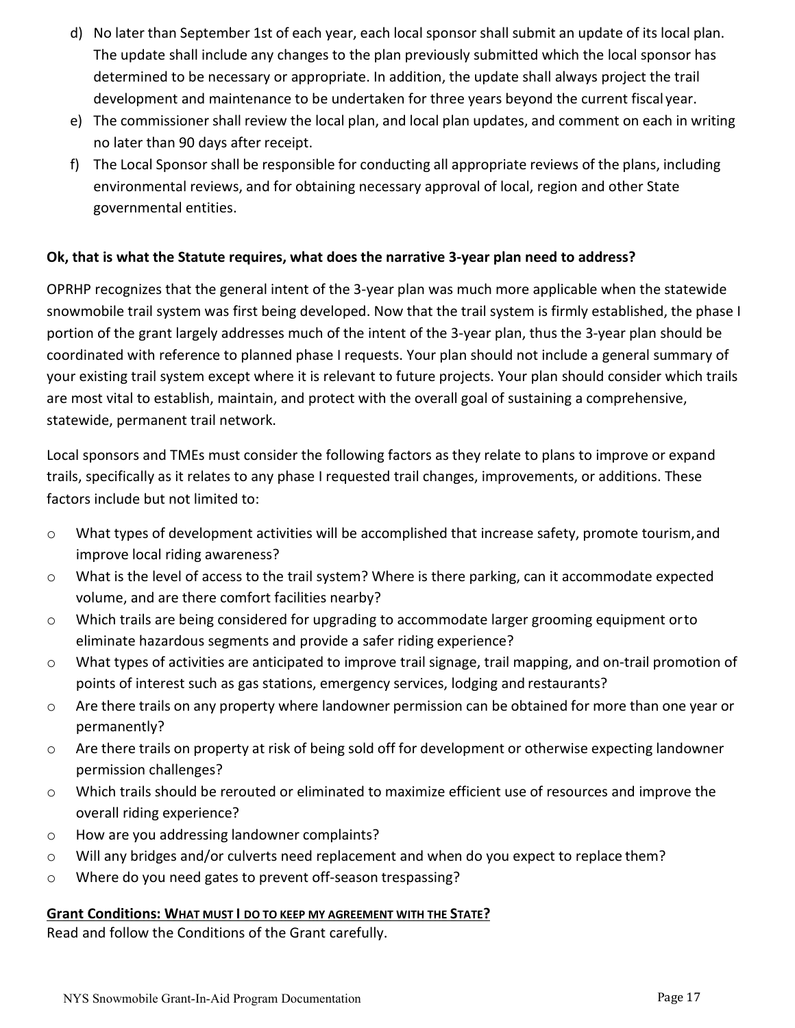d) No later than September 1st of each year, each local sponsor shall submit an update of its local plan. The update shall include any changes to the plan previously submitted which the local sponsor has determined to be necessary or appropriate. In addition, the update shall always project the trail development and maintenance to be undertaken for three years beyond the current fiscal year.

e) The commissioner shall review the local plan, and local plan updates, and comment on each in writing no later than 90 days after receipt.

f) The Local Sponsor shall be responsible for conducting all appropriate reviews of the plans, including environmental reviews, and for obtaining necessary approval of local, region and other State governmental entities.

**Ok, that is what the Statute requires, what does the narrative 3-year plan need to address?**

OPRHP recognizes that the general intent of the 3-year plan was much more applicable when the statewide snowmobile trail system was first being developed. Now that the trail system is firmly established, the phase I portion of the grant largely addresses much of the intent of the 3-year plan, thus the 3-year plan should be coordinated with reference to planned phase I requests. Your plan should not include a general summary of your existing trail system except where it is relevant to future projects. Your plan should consider which trails are most vital to establish, maintain, and protect with the overall goal of sustaining a comprehensive, statewide, permanent trail network.

Local sponsors and TMEs must consider the following factors as they relate to plans to improve or expand trails, specifically as it relates to any phase I requested trail changes, improvements, or additions. These factors include but not limited to:

- What types of development activities will be accomplished that increase safety, promote tourism, and improve local riding awareness?
- What is the level of access to the trail system? Where is there parking, can it accommodate expected volume, and are there comfort facilities nearby?
- Which trails are being considered for upgrading to accommodate larger grooming equipment or to eliminate hazardous segments and provide a safer riding experience?
- What types of activities are anticipated to improve trail signage, trail mapping, and on-trail promotion of points of interest such as gas stations, emergency services, lodging and restaurants?
- Are there trails on any property where landowner permission can be obtained for more than one year or permanently?
- Are there trails on property at risk of being sold off for development or otherwise expecting landowner permission challenges?
- Which trails should be rerouted or eliminated to maximize efficient use of resources and improve the overall riding experience?
- How are you addressing landowner complaints?
- Will any bridges and/or culverts need replacement and when do you expect to replace them?
- Where do you need gates to prevent off-season trespassing?

**Grant Conditions: WHAT MUST I DO TO KEEP MY AGREEMENT WITH THE STATE?**

Read and follow the Conditions of the Grant carefully.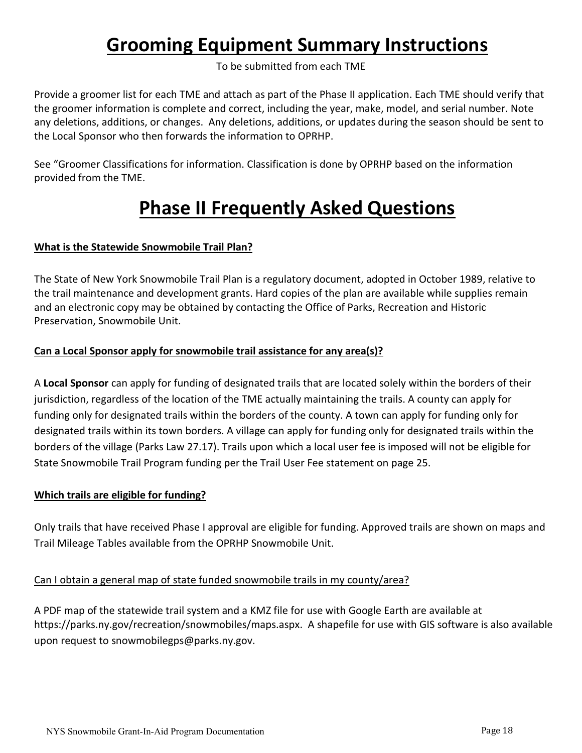# Grooming Equipment Summary Instructions

To be submitted from each TME

Provide a groomer list for each TME and attach as part of the Phase II application. Each TME should verify that the groomer information is complete and correct, including the year, make, model, and serial number. Note any deletions, additions, or changes. Any deletions, additions, or updates during the season should be sent to the Local Sponsor who then forwards the information to OPRHP.

See "Groomer Classifications for information. Classification is done by OPRHP based on the information provided from the TME.

# Phase II Frequently Asked Questions

**What is the Statewide Snowmobile Trail Plan?**

The State of New York Snowmobile Trail Plan is a regulatory document, adopted in October 1989, relative to the trail maintenance and development grants. Hard copies of the plan are available while supplies remain and an electronic copy may be obtained by contacting the Office of Parks, Recreation and Historic Preservation, Snowmobile Unit.

**Can a Local Sponsor apply for snowmobile trail assistance for any area(s)?**

A **Local Sponsor** can apply for funding of designated trails that are located solely within the borders of their jurisdiction, regardless of the location of the TME actually maintaining the trails. A county can apply for funding only for designated trails within the borders of the county. A town can apply for funding only for designated trails within its town borders. A village can apply for funding only for designated trails within the borders of the village (Parks Law 27.17). Trails upon which a local user fee is imposed will not be eligible for State Snowmobile Trail Program funding per the Trail User Fee statement on page 25.

**Which trails are eligible for funding?**

Only trails that have received Phase I approval are eligible for funding. Approved trails are shown on maps and Trail Mileage Tables available from the OPRHP Snowmobile Unit.

Can I obtain a general map of state funded snowmobile trails in my county/area?

A PDF map of the statewide trail system and a KMZ file for use with Google Earth are available at https://parks.ny.gov/recreation/snowmobiles/maps.aspx. A shapefile for use with GIS software is also available upon request to snowmobilegps@parks.ny.gov.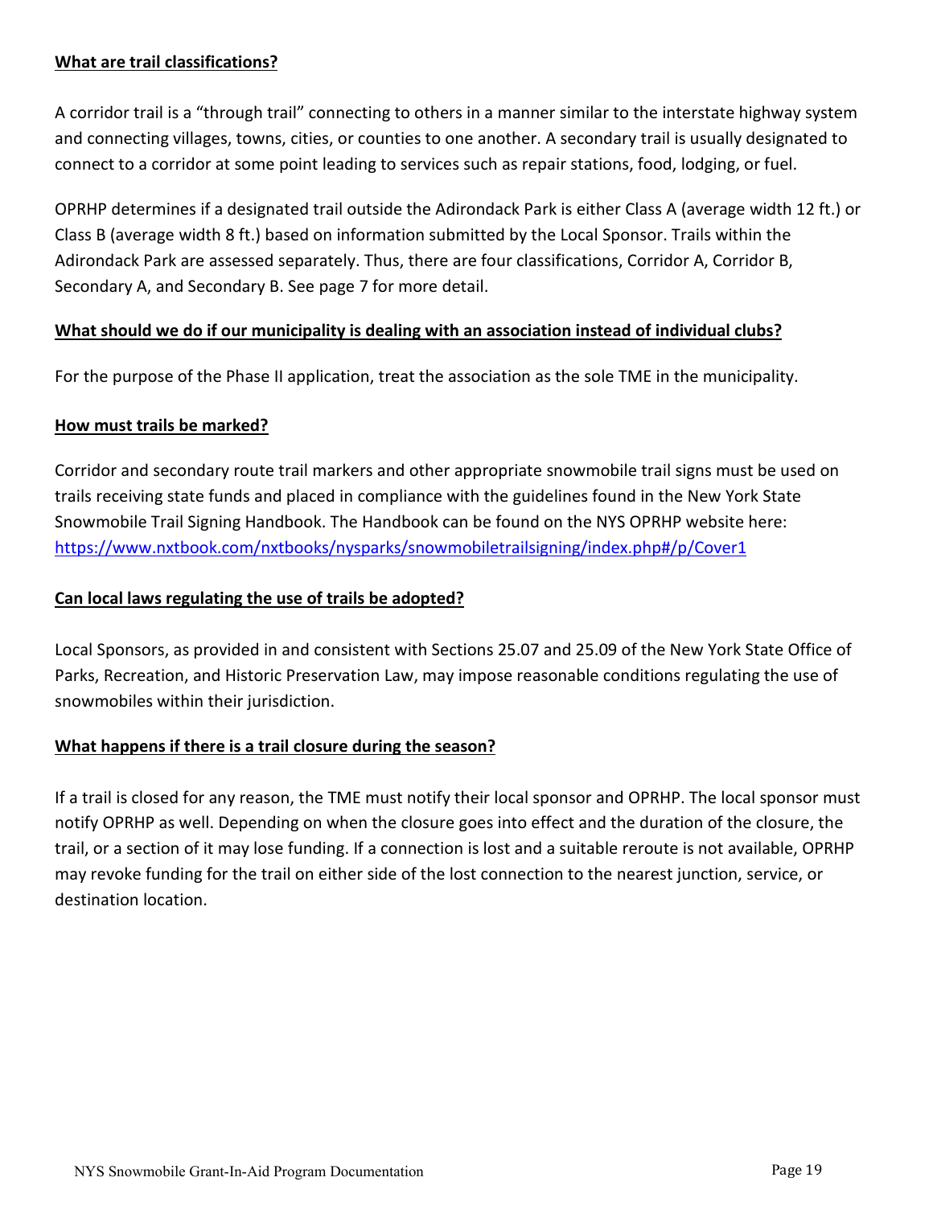**What are trail classifications?**

A corridor trail is a "through trail" connecting to others in a manner similar to the interstate highway system and connecting villages, towns, cities, or counties to one another. A secondary trail is usually designated to connect to a corridor at some point leading to services such as repair stations, food, lodging, or fuel.

OPRHP determines if a designated trail outside the Adirondack Park is either Class A (average width 12 ft.) or Class B (average width 8 ft.) based on information submitted by the Local Sponsor. Trails within the Adirondack Park are assessed separately. Thus, there are four classifications, Corridor A, Corridor B, Secondary A, and Secondary B. See page 7 for more detail.

**What should we do if our municipality is dealing with an association instead of individual clubs?**

For the purpose of the Phase II application, treat the association as the sole TME in the municipality.

**How must trails be marked?**

Corridor and secondary route trail markers and other appropriate snowmobile trail signs must be used on trails receiving state funds and placed in compliance with the guidelines found in the New York State Snowmobile Trail Signing Handbook. The Handbook can be found on the NYS OPRHP website here: https://www.nxtbook.com/nxtbooks/nysparks/snowmobiletrailsigning/index.php#/p/Cover1

**Can local laws regulating the use of trails be adopted?**

Local Sponsors, as provided in and consistent with Sections 25.07 and 25.09 of the New York State Office of Parks, Recreation, and Historic Preservation Law, may impose reasonable conditions regulating the use of snowmobiles within their jurisdiction.

**What happens if there is a trail closure during the season?**

If a trail is closed for any reason, the TME must notify their local sponsor and OPRHP. The local sponsor must notify OPRHP as well. Depending on when the closure goes into effect and the duration of the closure, the trail, or a section of it may lose funding. If a connection is lost and a suitable reroute is not available, OPRHP may revoke funding for the trail on either side of the lost connection to the nearest junction, service, or destination location.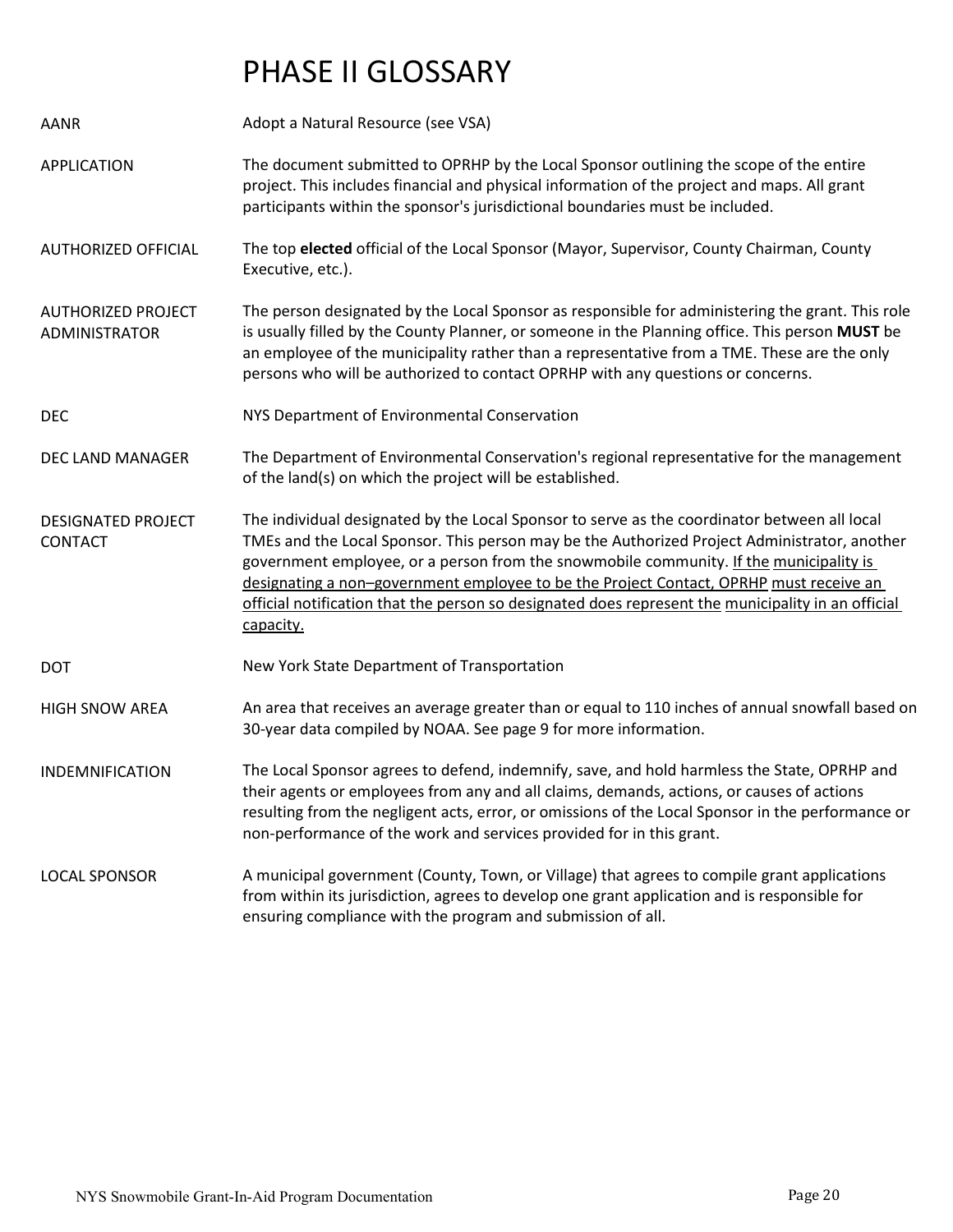# PHASE II GLOSSARY

| | |
|---|---|
| AANR | Adopt a Natural Resource (see VSA) |
| APPLICATION | The document submitted to OPRHP by the Local Sponsor outlining the scope of the entire project. This includes financial and physical information of the project and maps. All grant participants within the sponsor's jurisdictional boundaries must be included. |
| AUTHORIZED OFFICIAL | The top **elected** official of the Local Sponsor (Mayor, Supervisor, County Chairman, County Executive, etc.). |
| AUTHORIZED PROJECT ADMINISTRATOR | The person designated by the Local Sponsor as responsible for administering the grant. This role is usually filled by the County Planner, or someone in the Planning office. This person **MUST** be an employee of the municipality rather than a representative from a TME. These are the only persons who will be authorized to contact OPRHP with any questions or concerns. |
| DEC | NYS Department of Environmental Conservation |
| DEC LAND MANAGER | The Department of Environmental Conservation's regional representative for the management of the land(s) on which the project will be established. |
| DESIGNATED PROJECT CONTACT | The individual designated by the Local Sponsor to serve as the coordinator between all local TMEs and the Local Sponsor. This person may be the Authorized Project Administrator, another government employee, or a person from the snowmobile community. If the municipality is designating a non–government employee to be the Project Contact, OPRHP must receive an official notification that the person so designated does represent the municipality in an official capacity. |
| DOT | New York State Department of Transportation |
| HIGH SNOW AREA | An area that receives an average greater than or equal to 110 inches of annual snowfall based on 30-year data compiled by NOAA. See page 9 for more information. |
| INDEMNIFICATION | The Local Sponsor agrees to defend, indemnify, save, and hold harmless the State, OPRHP and their agents or employees from any and all claims, demands, actions, or causes of actions resulting from the negligent acts, error, or omissions of the Local Sponsor in the performance or non-performance of the work and services provided for in this grant. |
| LOCAL SPONSOR | A municipal government (County, Town, or Village) that agrees to compile grant applications from within its jurisdiction, agrees to develop one grant application and is responsible for ensuring compliance with the program and submission of all. |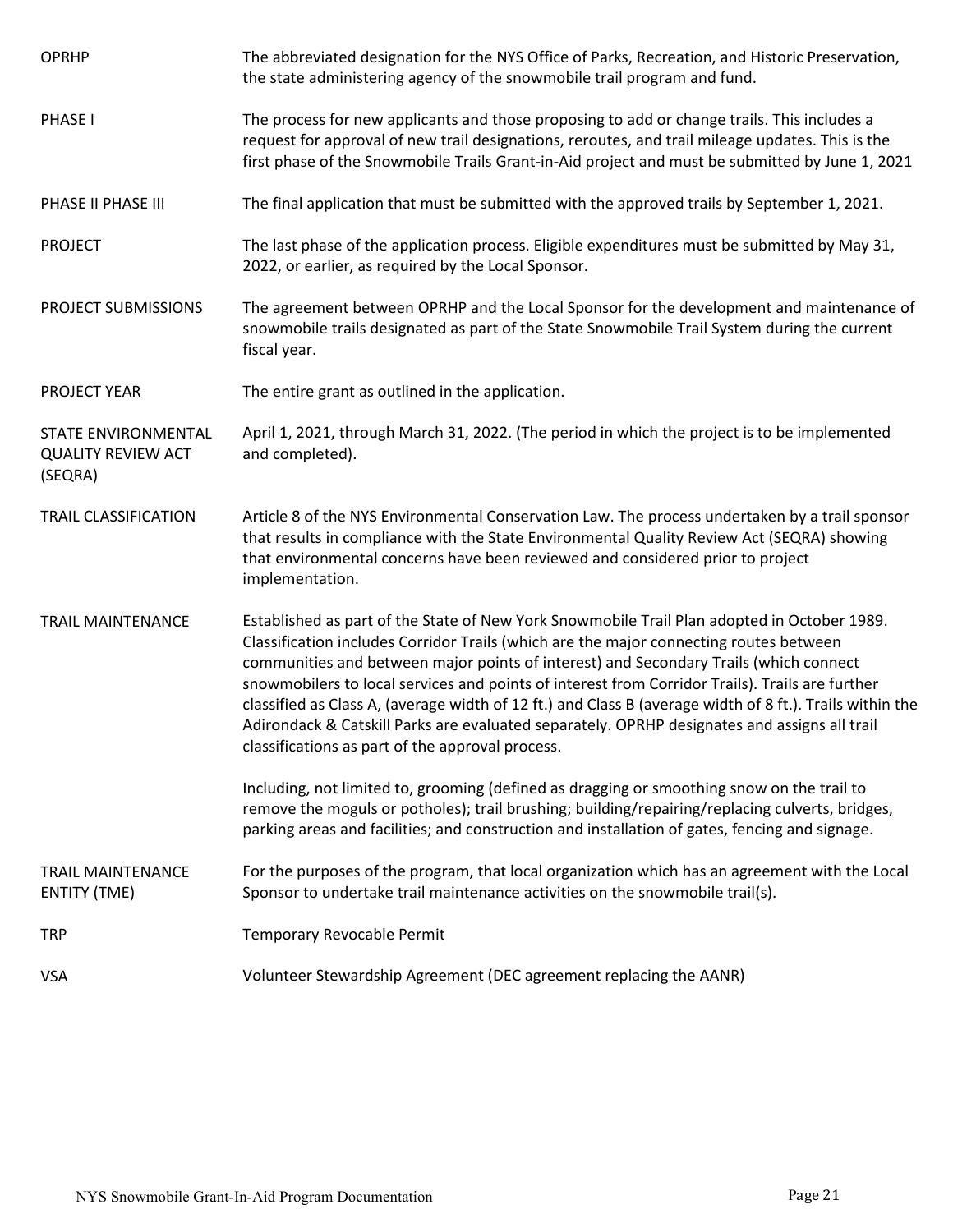| | |
|---|---|
| OPRHP | The abbreviated designation for the NYS Office of Parks, Recreation, and Historic Preservation, the state administering agency of the snowmobile trail program and fund. |
| PHASE I | The process for new applicants and those proposing to add or change trails. This includes a request for approval of new trail designations, reroutes, and trail mileage updates. This is the first phase of the Snowmobile Trails Grant-in-Aid project and must be submitted by June 1, 2021 |
| PHASE II PHASE III | The final application that must be submitted with the approved trails by September 1, 2021. |
| PROJECT | The last phase of the application process. Eligible expenditures must be submitted by May 31, 2022, or earlier, as required by the Local Sponsor. |
| PROJECT SUBMISSIONS | The agreement between OPRHP and the Local Sponsor for the development and maintenance of snowmobile trails designated as part of the State Snowmobile Trail System during the current fiscal year. |
| PROJECT YEAR | The entire grant as outlined in the application. |
| STATE ENVIRONMENTAL QUALITY REVIEW ACT (SEQRA) | April 1, 2021, through March 31, 2022. (The period in which the project is to be implemented and completed). |
| TRAIL CLASSIFICATION | Article 8 of the NYS Environmental Conservation Law. The process undertaken by a trail sponsor that results in compliance with the State Environmental Quality Review Act (SEQRA) showing that environmental concerns have been reviewed and considered prior to project implementation. |
| TRAIL MAINTENANCE | Established as part of the State of New York Snowmobile Trail Plan adopted in October 1989. Classification includes Corridor Trails (which are the major connecting routes between communities and between major points of interest) and Secondary Trails (which connect snowmobilers to local services and points of interest from Corridor Trails). Trails are further classified as Class A, (average width of 12 ft.) and Class B (average width of 8 ft.). Trails within the Adirondack & Catskill Parks are evaluated separately. OPRHP designates and assigns all trail classifications as part of the approval process.<br><br>Including, not limited to, grooming (defined as dragging or smoothing snow on the trail to remove the moguls or potholes); trail brushing; building/repairing/replacing culverts, bridges, parking areas and facilities; and construction and installation of gates, fencing and signage. |
| TRAIL MAINTENANCE ENTITY (TME) | For the purposes of the program, that local organization which has an agreement with the Local Sponsor to undertake trail maintenance activities on the snowmobile trail(s). |
| TRP | Temporary Revocable Permit |
| VSA | Volunteer Stewardship Agreement (DEC agreement replacing the AANR) |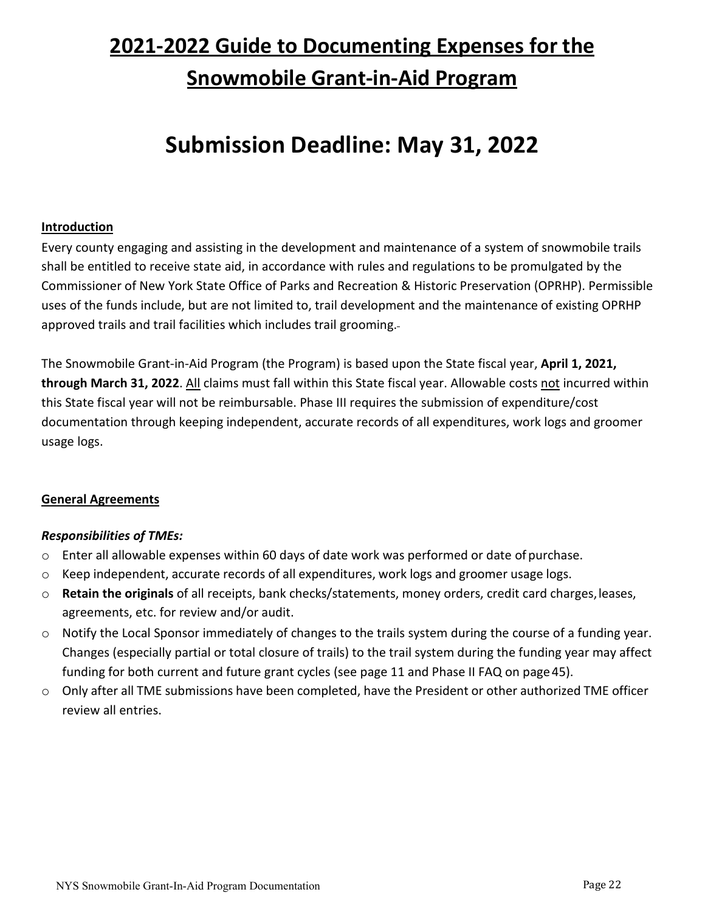# 2021-2022 Guide to Documenting Expenses for the Snowmobile Grant-in-Aid Program

# Submission Deadline: May 31, 2022

## Introduction

Every county engaging and assisting in the development and maintenance of a system of snowmobile trails shall be entitled to receive state aid, in accordance with rules and regulations to be promulgated by the Commissioner of New York State Office of Parks and Recreation & Historic Preservation (OPRHP). Permissible uses of the funds include, but are not limited to, trail development and the maintenance of existing OPRHP approved trails and trail facilities which includes trail grooming.

The Snowmobile Grant-in-Aid Program (the Program) is based upon the State fiscal year, **April 1, 2021, through March 31, 2022**. All claims must fall within this State fiscal year. Allowable costs not incurred within this State fiscal year will not be reimbursable. Phase III requires the submission of expenditure/cost documentation through keeping independent, accurate records of all expenditures, work logs and groomer usage logs.

## General Agreements

### *Responsibilities of TMEs:*

- Enter all allowable expenses within 60 days of date work was performed or date of purchase.
- Keep independent, accurate records of all expenditures, work logs and groomer usage logs.
- **Retain the originals** of all receipts, bank checks/statements, money orders, credit card charges, leases, agreements, etc. for review and/or audit.
- Notify the Local Sponsor immediately of changes to the trails system during the course of a funding year. Changes (especially partial or total closure of trails) to the trail system during the funding year may affect funding for both current and future grant cycles (see page 11 and Phase II FAQ on page 45).
- Only after all TME submissions have been completed, have the President or other authorized TME officer review all entries.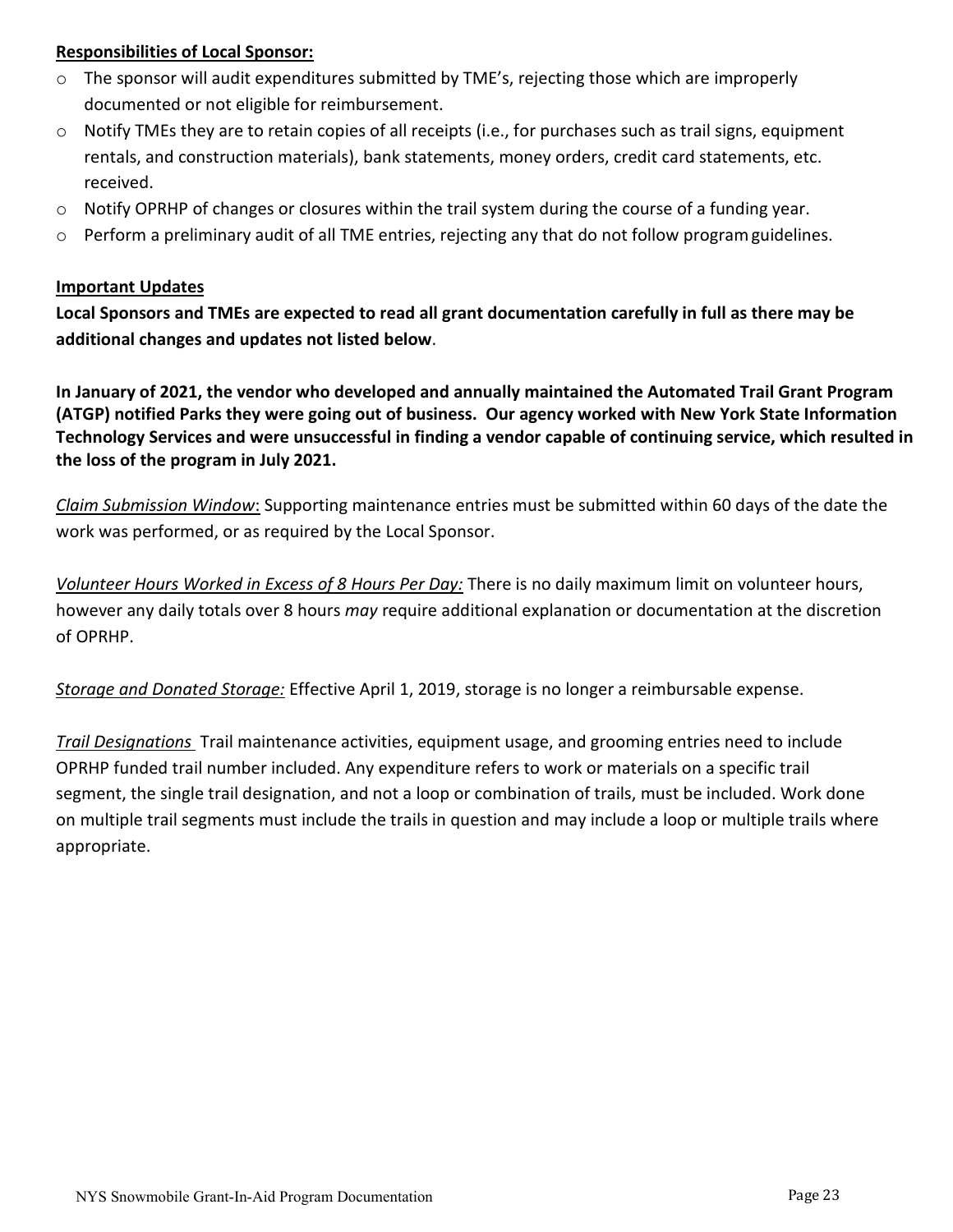**Responsibilities of Local Sponsor:**

- The sponsor will audit expenditures submitted by TME's, rejecting those which are improperly documented or not eligible for reimbursement.
- Notify TMEs they are to retain copies of all receipts (i.e., for purchases such as trail signs, equipment rentals, and construction materials), bank statements, money orders, credit card statements, etc. received.
- Notify OPRHP of changes or closures within the trail system during the course of a funding year.
- Perform a preliminary audit of all TME entries, rejecting any that do not follow program guidelines.

**Important Updates**

**Local Sponsors and TMEs are expected to read all grant documentation carefully in full as there may be additional changes and updates not listed below**.

**In January of 2021, the vendor who developed and annually maintained the Automated Trail Grant Program (ATGP) notified Parks they were going out of business. Our agency worked with New York State Information Technology Services and were unsuccessful in finding a vendor capable of continuing service, which resulted in the loss of the program in July 2021.**

*Claim Submission Window*: Supporting maintenance entries must be submitted within 60 days of the date the work was performed, or as required by the Local Sponsor.

*Volunteer Hours Worked in Excess of 8 Hours Per Day:* There is no daily maximum limit on volunteer hours, however any daily totals over 8 hours *may* require additional explanation or documentation at the discretion of OPRHP.

*Storage and Donated Storage:* Effective April 1, 2019, storage is no longer a reimbursable expense.

*Trail Designations* Trail maintenance activities, equipment usage, and grooming entries need to include OPRHP funded trail number included. Any expenditure refers to work or materials on a specific trail segment, the single trail designation, and not a loop or combination of trails, must be included. Work done on multiple trail segments must include the trails in question and may include a loop or multiple trails where appropriate.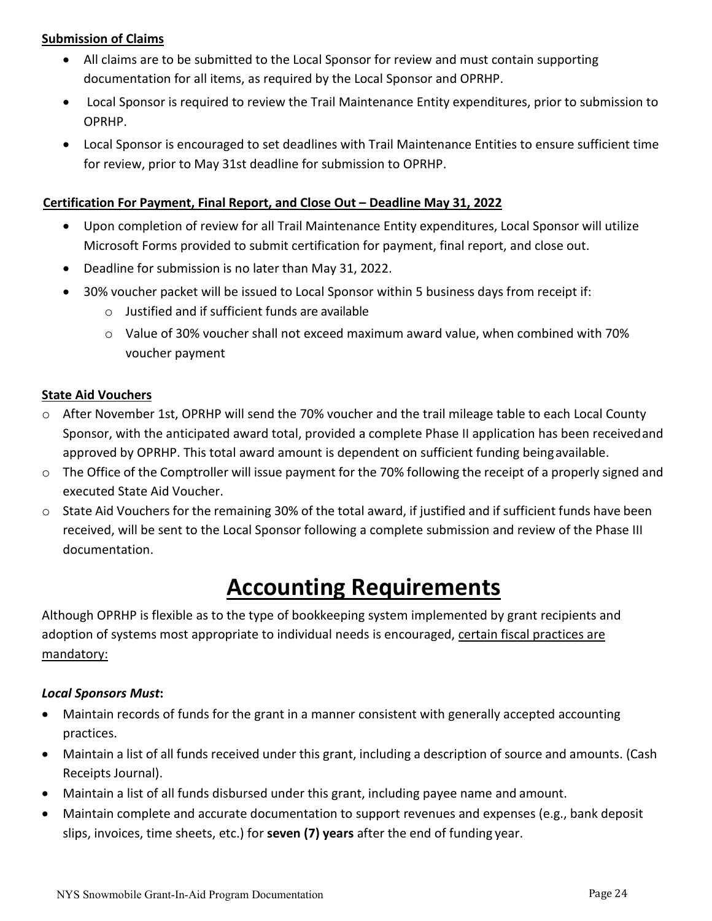**Submission of Claims**

- All claims are to be submitted to the Local Sponsor for review and must contain supporting documentation for all items, as required by the Local Sponsor and OPRHP.
- Local Sponsor is required to review the Trail Maintenance Entity expenditures, prior to submission to OPRHP.
- Local Sponsor is encouraged to set deadlines with Trail Maintenance Entities to ensure sufficient time for review, prior to May 31st deadline for submission to OPRHP.

**Certification For Payment, Final Report, and Close Out – Deadline May 31, 2022**

- Upon completion of review for all Trail Maintenance Entity expenditures, Local Sponsor will utilize Microsoft Forms provided to submit certification for payment, final report, and close out.
- Deadline for submission is no later than May 31, 2022.
- 30% voucher packet will be issued to Local Sponsor within 5 business days from receipt if:
  - Justified and if sufficient funds are available
  - Value of 30% voucher shall not exceed maximum award value, when combined with 70% voucher payment

**State Aid Vouchers**

- After November 1st, OPRHP will send the 70% voucher and the trail mileage table to each Local County Sponsor, with the anticipated award total, provided a complete Phase II application has been received and approved by OPRHP. This total award amount is dependent on sufficient funding being available.
- The Office of the Comptroller will issue payment for the 70% following the receipt of a properly signed and executed State Aid Voucher.
- State Aid Vouchers for the remaining 30% of the total award, if justified and if sufficient funds have been received, will be sent to the Local Sponsor following a complete submission and review of the Phase III documentation.

# Accounting Requirements

Although OPRHP is flexible as to the type of bookkeeping system implemented by grant recipients and adoption of systems most appropriate to individual needs is encouraged, certain fiscal practices are mandatory:

***Local Sponsors Must*:**

- Maintain records of funds for the grant in a manner consistent with generally accepted accounting practices.
- Maintain a list of all funds received under this grant, including a description of source and amounts. (Cash Receipts Journal).
- Maintain a list of all funds disbursed under this grant, including payee name and amount.
- Maintain complete and accurate documentation to support revenues and expenses (e.g., bank deposit slips, invoices, time sheets, etc.) for **seven (7) years** after the end of funding year.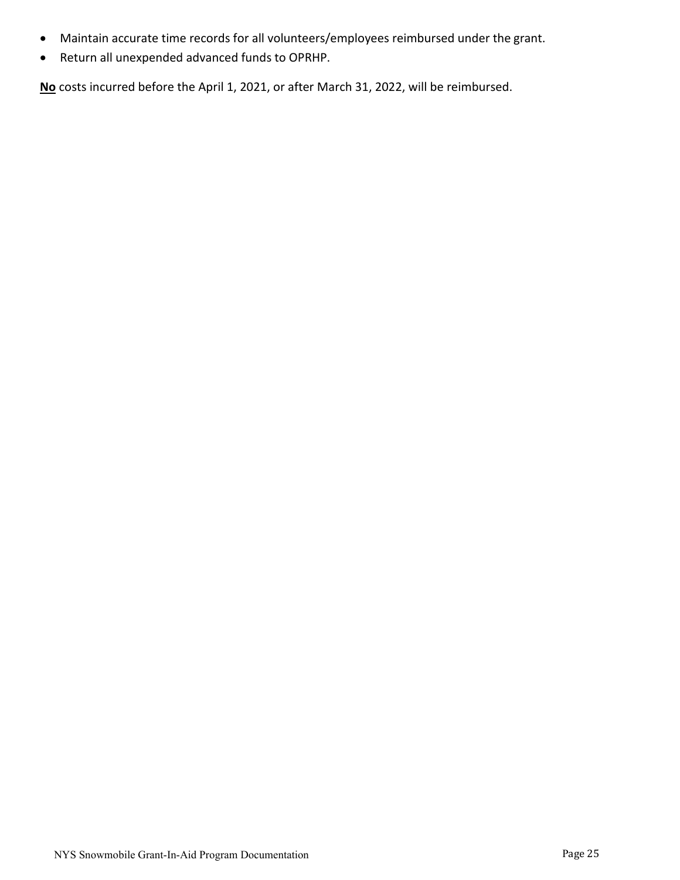- Maintain accurate time records for all volunteers/employees reimbursed under the grant.
- Return all unexpended advanced funds to OPRHP.

<u>**No**</u> costs incurred before the April 1, 2021, or after March 31, 2022, will be reimbursed.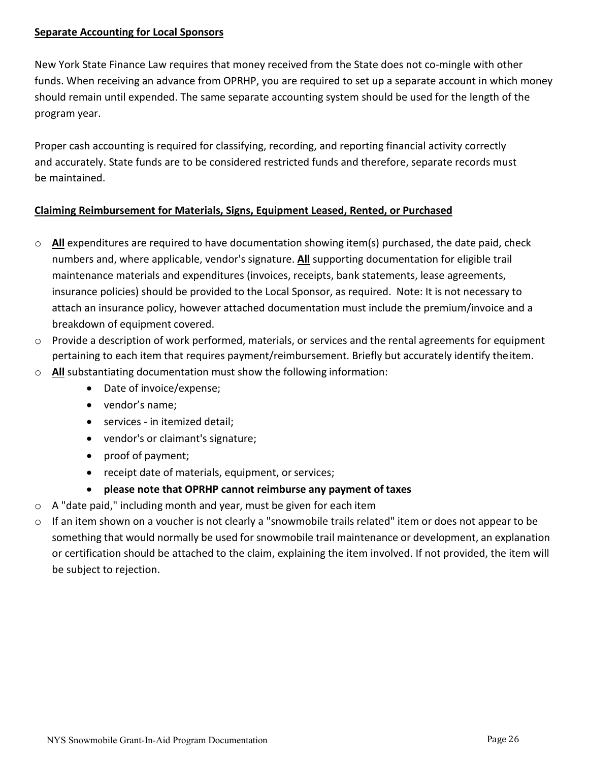## Separate Accounting for Local Sponsors

New York State Finance Law requires that money received from the State does not co-mingle with other funds. When receiving an advance from OPRHP, you are required to set up a separate account in which money should remain until expended. The same separate accounting system should be used for the length of the program year.

Proper cash accounting is required for classifying, recording, and reporting financial activity correctly and accurately. State funds are to be considered restricted funds and therefore, separate records must be maintained.

## Claiming Reimbursement for Materials, Signs, Equipment Leased, Rented, or Purchased

- **All** expenditures are required to have documentation showing item(s) purchased, the date paid, check numbers and, where applicable, vendor's signature. **All** supporting documentation for eligible trail maintenance materials and expenditures (invoices, receipts, bank statements, lease agreements, insurance policies) should be provided to the Local Sponsor, as required. Note: It is not necessary to attach an insurance policy, however attached documentation must include the premium/invoice and a breakdown of equipment covered.
- Provide a description of work performed, materials, or services and the rental agreements for equipment pertaining to each item that requires payment/reimbursement. Briefly but accurately identify the item.
- **All** substantiating documentation must show the following information:
  - Date of invoice/expense;
  - vendor's name;
  - services - in itemized detail;
  - vendor's or claimant's signature;
  - proof of payment;
  - receipt date of materials, equipment, or services;
  - **please note that OPRHP cannot reimburse any payment of taxes**
- A "date paid," including month and year, must be given for each item
- If an item shown on a voucher is not clearly a "snowmobile trails related" item or does not appear to be something that would normally be used for snowmobile trail maintenance or development, an explanation or certification should be attached to the claim, explaining the item involved. If not provided, the item will be subject to rejection.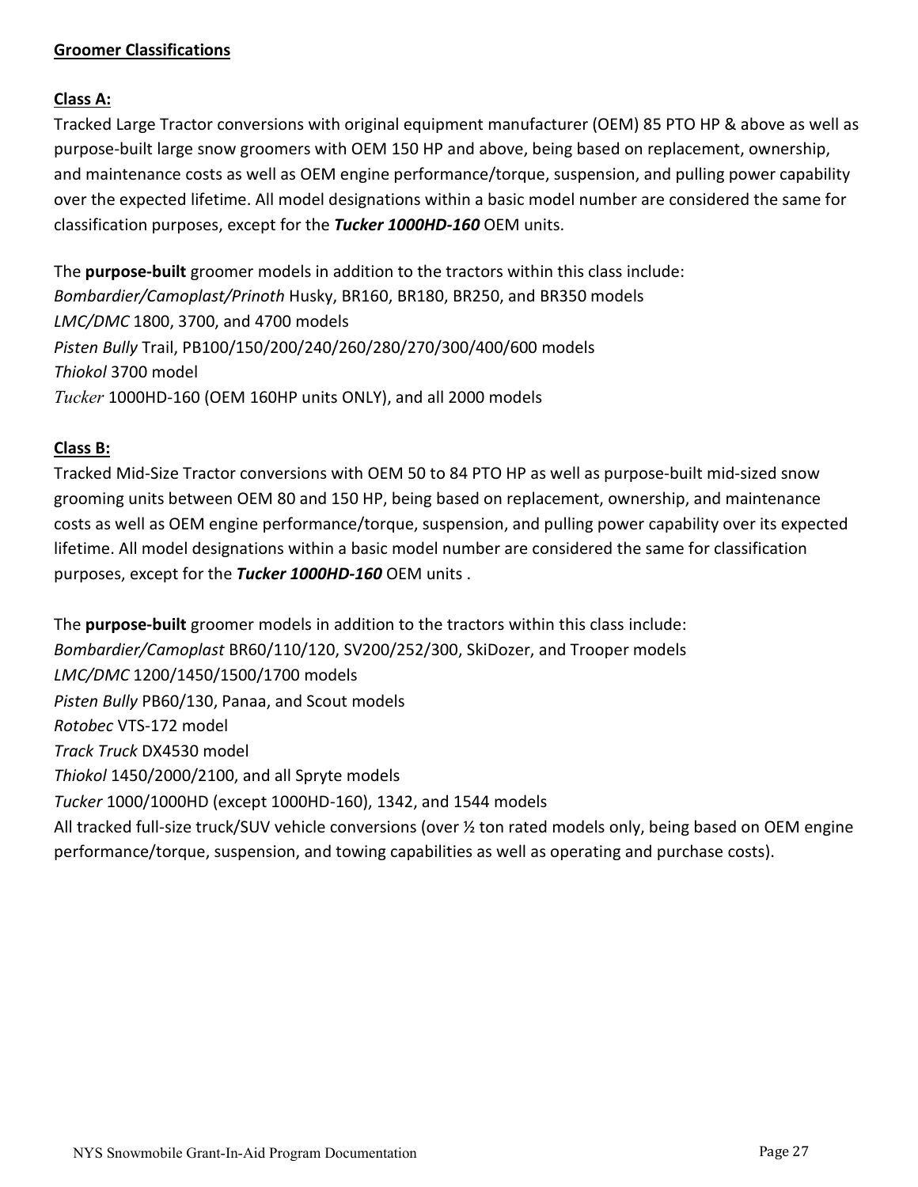## Groomer Classifications

### Class A:

Tracked Large Tractor conversions with original equipment manufacturer (OEM) 85 PTO HP & above as well as purpose-built large snow groomers with OEM 150 HP and above, being based on replacement, ownership, and maintenance costs as well as OEM engine performance/torque, suspension, and pulling power capability over the expected lifetime. All model designations within a basic model number are considered the same for classification purposes, except for the ***Tucker 1000HD-160*** OEM units.

The **purpose-built** groomer models in addition to the tractors within this class include:
*Bombardier/Camoplast/Prinoth* Husky, BR160, BR180, BR250, and BR350 models
*LMC/DMC* 1800, 3700, and 4700 models
*Pisten Bully* Trail, PB100/150/200/240/260/280/270/300/400/600 models
*Thiokol* 3700 model
*Tucker* 1000HD-160 (OEM 160HP units ONLY), and all 2000 models

### Class B:

Tracked Mid-Size Tractor conversions with OEM 50 to 84 PTO HP as well as purpose-built mid-sized snow grooming units between OEM 80 and 150 HP, being based on replacement, ownership, and maintenance costs as well as OEM engine performance/torque, suspension, and pulling power capability over its expected lifetime. All model designations within a basic model number are considered the same for classification purposes, except for the ***Tucker 1000HD-160*** OEM units .

The **purpose-built** groomer models in addition to the tractors within this class include:
*Bombardier/Camoplast* BR60/110/120, SV200/252/300, SkiDozer, and Trooper models
*LMC/DMC* 1200/1450/1500/1700 models
*Pisten Bully* PB60/130, Panaa, and Scout models
*Rotobec* VTS-172 model
*Track Truck* DX4530 model
*Thiokol* 1450/2000/2100, and all Spryte models
*Tucker* 1000/1000HD (except 1000HD-160), 1342, and 1544 models
All tracked full-size truck/SUV vehicle conversions (over ½ ton rated models only, being based on OEM engine performance/torque, suspension, and towing capabilities as well as operating and purchase costs).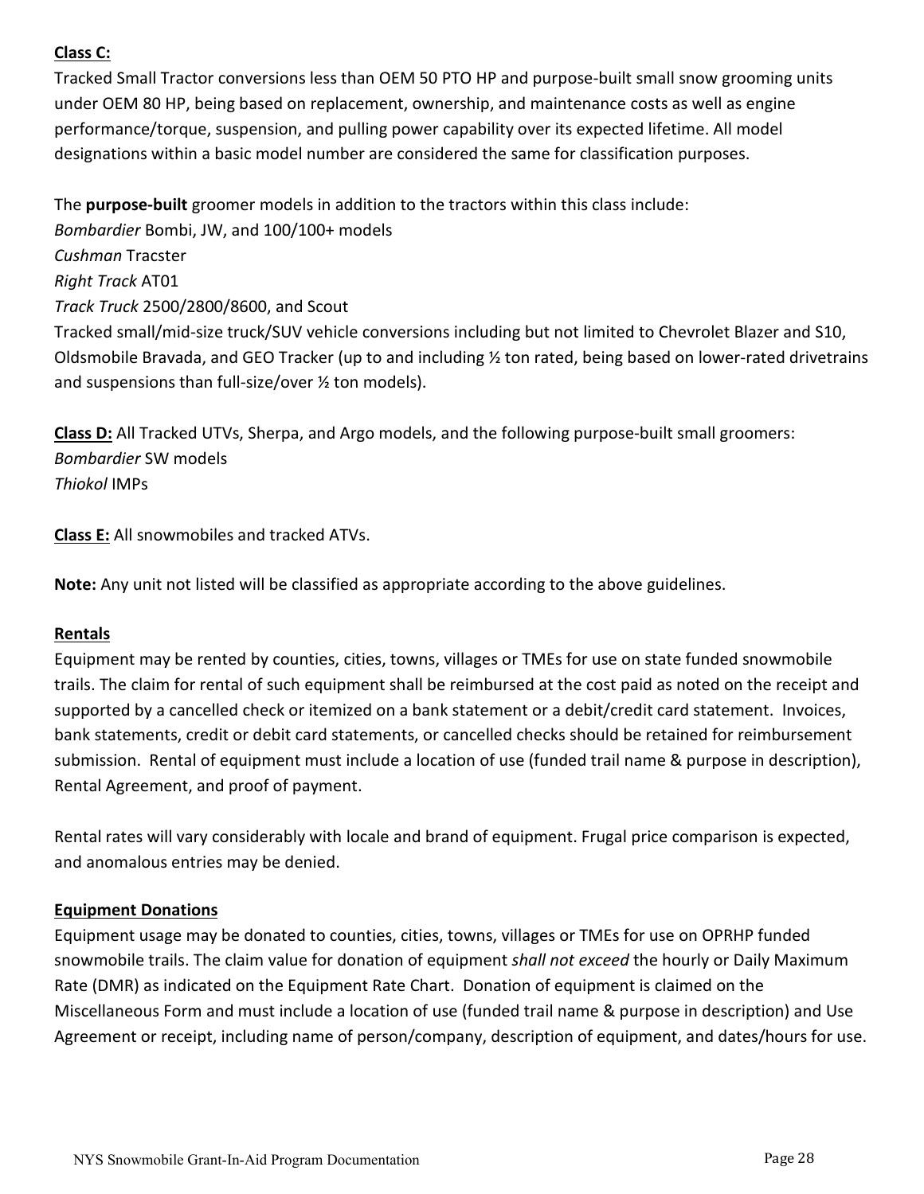<u>**Class C:**</u>
Tracked Small Tractor conversions less than OEM 50 PTO HP and purpose-built small snow grooming units under OEM 80 HP, being based on replacement, ownership, and maintenance costs as well as engine performance/torque, suspension, and pulling power capability over its expected lifetime. All model designations within a basic model number are considered the same for classification purposes.

The **purpose-built** groomer models in addition to the tractors within this class include:
*Bombardier* Bombi, JW, and 100/100+ models
*Cushman* Tracster
*Right Track* AT01
*Track Truck* 2500/2800/8600, and Scout
Tracked small/mid-size truck/SUV vehicle conversions including but not limited to Chevrolet Blazer and S10, Oldsmobile Bravada, and GEO Tracker (up to and including ½ ton rated, being based on lower-rated drivetrains and suspensions than full-size/over ½ ton models).

<u>**Class D:**</u> All Tracked UTVs, Sherpa, and Argo models, and the following purpose-built small groomers:
*Bombardier* SW models
*Thiokol* IMPs

<u>**Class E:**</u> All snowmobiles and tracked ATVs.

**Note:** Any unit not listed will be classified as appropriate according to the above guidelines.

<u>**Rentals**</u>
Equipment may be rented by counties, cities, towns, villages or TMEs for use on state funded snowmobile trails. The claim for rental of such equipment shall be reimbursed at the cost paid as noted on the receipt and supported by a cancelled check or itemized on a bank statement or a debit/credit card statement. Invoices, bank statements, credit or debit card statements, or cancelled checks should be retained for reimbursement submission. Rental of equipment must include a location of use (funded trail name & purpose in description), Rental Agreement, and proof of payment.

Rental rates will vary considerably with locale and brand of equipment. Frugal price comparison is expected, and anomalous entries may be denied.

<u>**Equipment Donations**</u>
Equipment usage may be donated to counties, cities, towns, villages or TMEs for use on OPRHP funded snowmobile trails. The claim value for donation of equipment *shall not exceed* the hourly or Daily Maximum Rate (DMR) as indicated on the Equipment Rate Chart. Donation of equipment is claimed on the Miscellaneous Form and must include a location of use (funded trail name & purpose in description) and Use Agreement or receipt, including name of person/company, description of equipment, and dates/hours for use.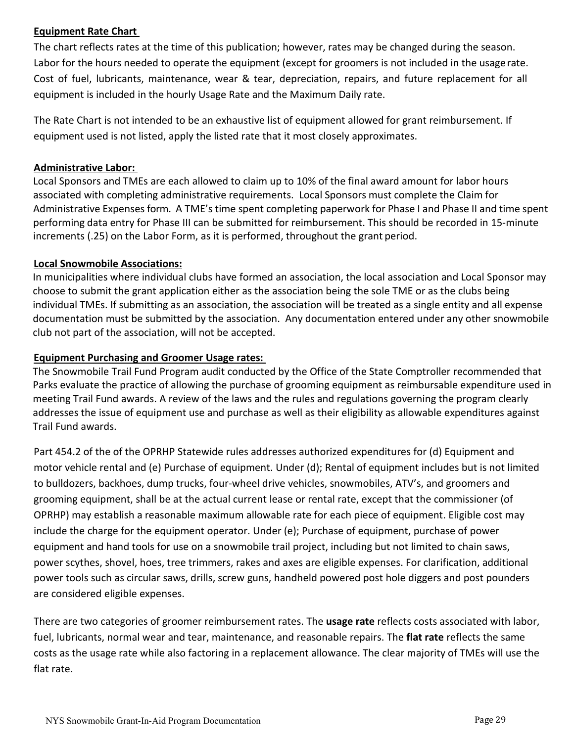**Equipment Rate Chart**

The chart reflects rates at the time of this publication; however, rates may be changed during the season. Labor for the hours needed to operate the equipment (except for groomers is not included in the usage rate. Cost of fuel, lubricants, maintenance, wear & tear, depreciation, repairs, and future replacement for all equipment is included in the hourly Usage Rate and the Maximum Daily rate.

The Rate Chart is not intended to be an exhaustive list of equipment allowed for grant reimbursement. If equipment used is not listed, apply the listed rate that it most closely approximates.

**Administrative Labor:**

Local Sponsors and TMEs are each allowed to claim up to 10% of the final award amount for labor hours associated with completing administrative requirements. Local Sponsors must complete the Claim for Administrative Expenses form. A TME's time spent completing paperwork for Phase I and Phase II and time spent performing data entry for Phase III can be submitted for reimbursement. This should be recorded in 15-minute increments (.25) on the Labor Form, as it is performed, throughout the grant period.

**Local Snowmobile Associations:**

In municipalities where individual clubs have formed an association, the local association and Local Sponsor may choose to submit the grant application either as the association being the sole TME or as the clubs being individual TMEs. If submitting as an association, the association will be treated as a single entity and all expense documentation must be submitted by the association. Any documentation entered under any other snowmobile club not part of the association, will not be accepted.

**Equipment Purchasing and Groomer Usage rates:**

The Snowmobile Trail Fund Program audit conducted by the Office of the State Comptroller recommended that Parks evaluate the practice of allowing the purchase of grooming equipment as reimbursable expenditure used in meeting Trail Fund awards. A review of the laws and the rules and regulations governing the program clearly addresses the issue of equipment use and purchase as well as their eligibility as allowable expenditures against Trail Fund awards.

Part 454.2 of the of the OPRHP Statewide rules addresses authorized expenditures for (d) Equipment and motor vehicle rental and (e) Purchase of equipment. Under (d); Rental of equipment includes but is not limited to bulldozers, backhoes, dump trucks, four-wheel drive vehicles, snowmobiles, ATV's, and groomers and grooming equipment, shall be at the actual current lease or rental rate, except that the commissioner (of OPRHP) may establish a reasonable maximum allowable rate for each piece of equipment. Eligible cost may include the charge for the equipment operator. Under (e); Purchase of equipment, purchase of power equipment and hand tools for use on a snowmobile trail project, including but not limited to chain saws, power scythes, shovel, hoes, tree trimmers, rakes and axes are eligible expenses. For clarification, additional power tools such as circular saws, drills, screw guns, handheld powered post hole diggers and post pounders are considered eligible expenses.

There are two categories of groomer reimbursement rates. The **usage rate** reflects costs associated with labor, fuel, lubricants, normal wear and tear, maintenance, and reasonable repairs. The **flat rate** reflects the same costs as the usage rate while also factoring in a replacement allowance. The clear majority of TMEs will use the flat rate.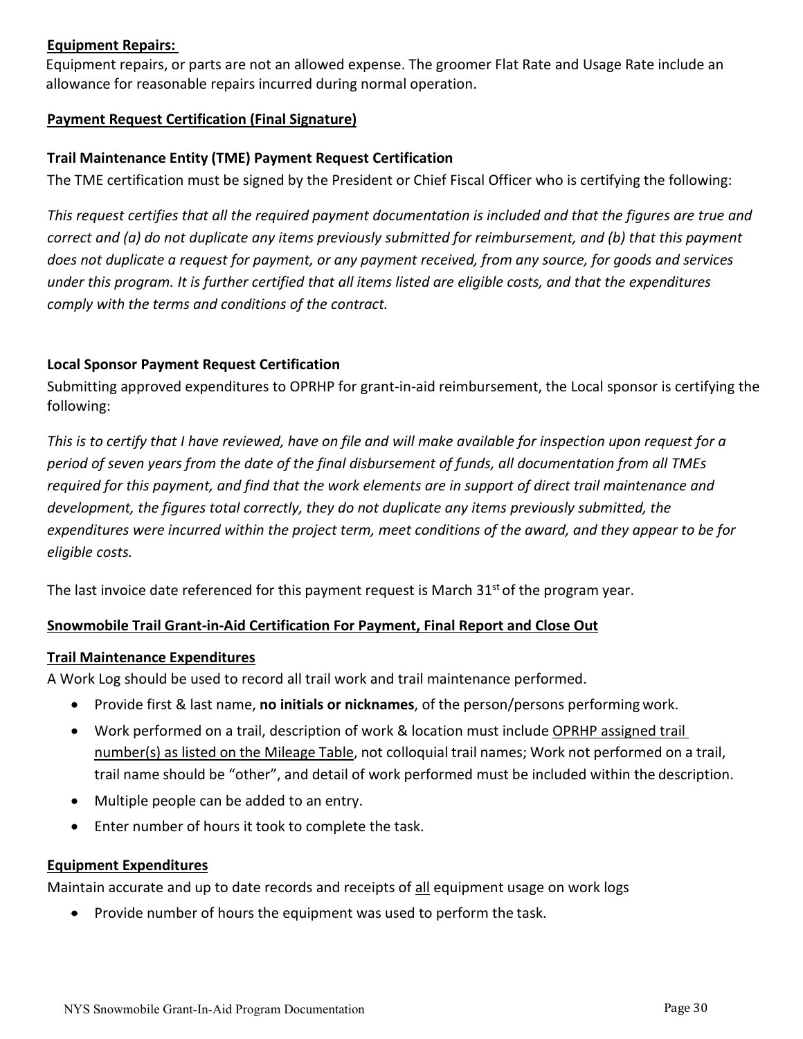**Equipment Repairs:**

Equipment repairs, or parts are not an allowed expense. The groomer Flat Rate and Usage Rate include an allowance for reasonable repairs incurred during normal operation.

**Payment Request Certification (Final Signature)**

**Trail Maintenance Entity (TME) Payment Request Certification**

The TME certification must be signed by the President or Chief Fiscal Officer who is certifying the following:

*This request certifies that all the required payment documentation is included and that the figures are true and correct and (a) do not duplicate any items previously submitted for reimbursement, and (b) that this payment does not duplicate a request for payment, or any payment received, from any source, for goods and services under this program. It is further certified that all items listed are eligible costs, and that the expenditures comply with the terms and conditions of the contract.*

**Local Sponsor Payment Request Certification**

Submitting approved expenditures to OPRHP for grant-in-aid reimbursement, the Local sponsor is certifying the following:

*This is to certify that I have reviewed, have on file and will make available for inspection upon request for a period of seven years from the date of the final disbursement of funds, all documentation from all TMEs required for this payment, and find that the work elements are in support of direct trail maintenance and development, the figures total correctly, they do not duplicate any items previously submitted, the expenditures were incurred within the project term, meet conditions of the award, and they appear to be for eligible costs.*

The last invoice date referenced for this payment request is March 31st of the program year.

**Snowmobile Trail Grant-in-Aid Certification For Payment, Final Report and Close Out**

**Trail Maintenance Expenditures**

A Work Log should be used to record all trail work and trail maintenance performed.

- Provide first & last name, **no initials or nicknames**, of the person/persons performing work.
- Work performed on a trail, description of work & location must include OPRHP assigned trail number(s) as listed on the Mileage Table, not colloquial trail names; Work not performed on a trail, trail name should be "other", and detail of work performed must be included within the description.
- Multiple people can be added to an entry.
- Enter number of hours it took to complete the task.

**Equipment Expenditures**

Maintain accurate and up to date records and receipts of all equipment usage on work logs

- Provide number of hours the equipment was used to perform the task.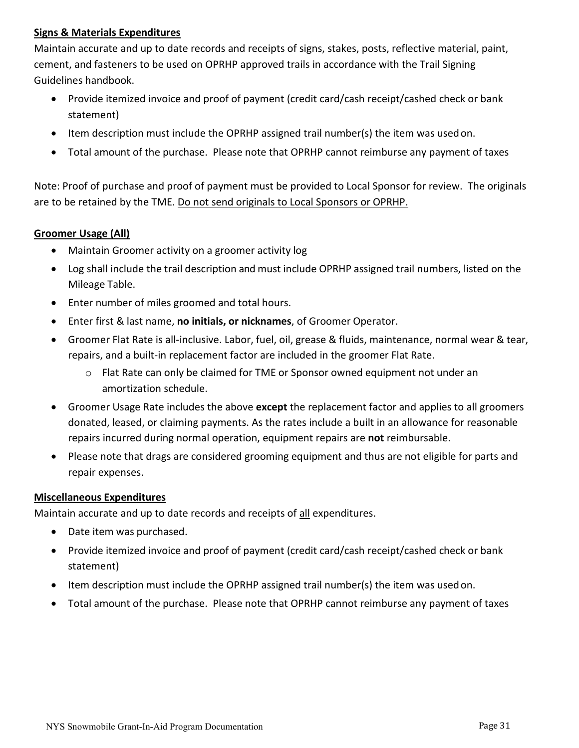**Signs & Materials Expenditures**

Maintain accurate and up to date records and receipts of signs, stakes, posts, reflective material, paint, cement, and fasteners to be used on OPRHP approved trails in accordance with the Trail Signing Guidelines handbook.

- Provide itemized invoice and proof of payment (credit card/cash receipt/cashed check or bank statement)
- Item description must include the OPRHP assigned trail number(s) the item was used on.
- Total amount of the purchase. Please note that OPRHP cannot reimburse any payment of taxes

Note: Proof of purchase and proof of payment must be provided to Local Sponsor for review. The originals are to be retained by the TME. Do not send originals to Local Sponsors or OPRHP.

**Groomer Usage (All)**

- Maintain Groomer activity on a groomer activity log
- Log shall include the trail description and must include OPRHP assigned trail numbers, listed on the Mileage Table.
- Enter number of miles groomed and total hours.
- Enter first & last name, **no initials, or nicknames**, of Groomer Operator.
- Groomer Flat Rate is all-inclusive. Labor, fuel, oil, grease & fluids, maintenance, normal wear & tear, repairs, and a built-in replacement factor are included in the groomer Flat Rate.
  - Flat Rate can only be claimed for TME or Sponsor owned equipment not under an amortization schedule.
- Groomer Usage Rate includes the above **except** the replacement factor and applies to all groomers donated, leased, or claiming payments. As the rates include a built in an allowance for reasonable repairs incurred during normal operation, equipment repairs are **not** reimbursable.
- Please note that drags are considered grooming equipment and thus are not eligible for parts and repair expenses.

**Miscellaneous Expenditures**

Maintain accurate and up to date records and receipts of all expenditures.

- Date item was purchased.
- Provide itemized invoice and proof of payment (credit card/cash receipt/cashed check or bank statement)
- Item description must include the OPRHP assigned trail number(s) the item was used on.
- Total amount of the purchase. Please note that OPRHP cannot reimburse any payment of taxes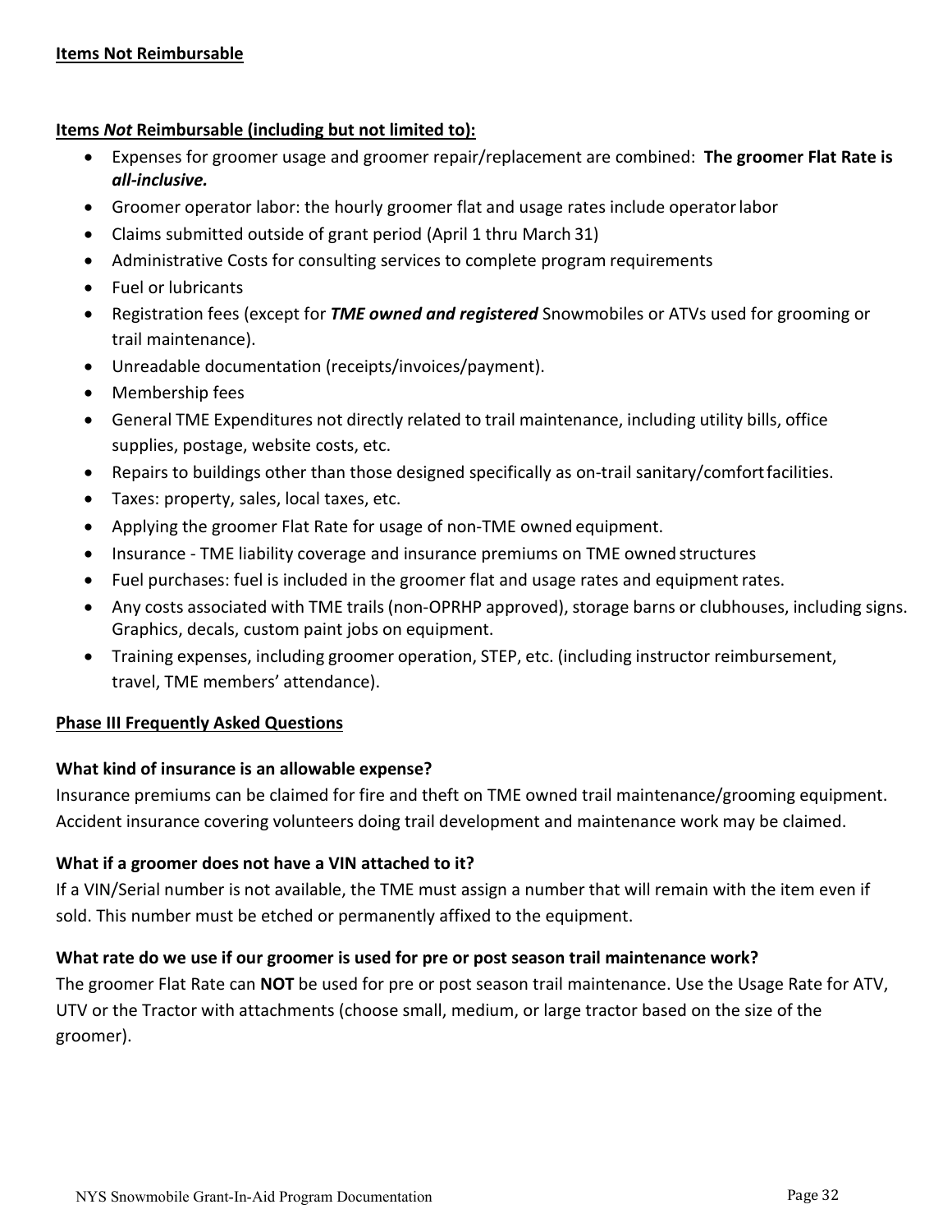**Items Not Reimbursable**

**Items *Not* Reimbursable (including but not limited to):**

- Expenses for groomer usage and groomer repair/replacement are combined: **The groomer Flat Rate is *all-inclusive.***
- Groomer operator labor: the hourly groomer flat and usage rates include operator labor
- Claims submitted outside of grant period (April 1 thru March 31)
- Administrative Costs for consulting services to complete program requirements
- Fuel or lubricants
- Registration fees (except for ***TME owned and registered*** Snowmobiles or ATVs used for grooming or trail maintenance).
- Unreadable documentation (receipts/invoices/payment).
- Membership fees
- General TME Expenditures not directly related to trail maintenance, including utility bills, office supplies, postage, website costs, etc.
- Repairs to buildings other than those designed specifically as on-trail sanitary/comfort facilities.
- Taxes: property, sales, local taxes, etc.
- Applying the groomer Flat Rate for usage of non-TME owned equipment.
- Insurance - TME liability coverage and insurance premiums on TME owned structures
- Fuel purchases: fuel is included in the groomer flat and usage rates and equipment rates.
- Any costs associated with TME trails (non-OPRHP approved), storage barns or clubhouses, including signs. Graphics, decals, custom paint jobs on equipment.
- Training expenses, including groomer operation, STEP, etc. (including instructor reimbursement, travel, TME members' attendance).

**Phase III Frequently Asked Questions**

**What kind of insurance is an allowable expense?**

Insurance premiums can be claimed for fire and theft on TME owned trail maintenance/grooming equipment. Accident insurance covering volunteers doing trail development and maintenance work may be claimed.

**What if a groomer does not have a VIN attached to it?**

If a VIN/Serial number is not available, the TME must assign a number that will remain with the item even if sold. This number must be etched or permanently affixed to the equipment.

**What rate do we use if our groomer is used for pre or post season trail maintenance work?**

The groomer Flat Rate can **NOT** be used for pre or post season trail maintenance. Use the Usage Rate for ATV, UTV or the Tractor with attachments (choose small, medium, or large tractor based on the size of the groomer).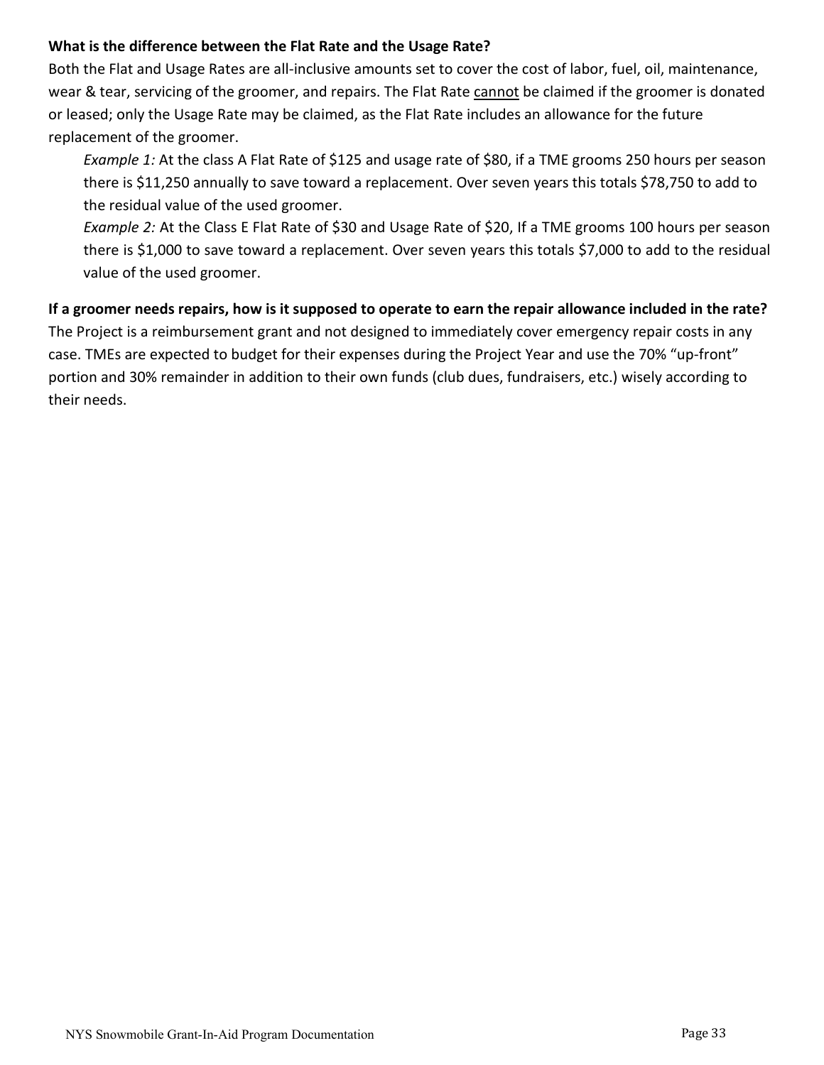**What is the difference between the Flat Rate and the Usage Rate?**

Both the Flat and Usage Rates are all-inclusive amounts set to cover the cost of labor, fuel, oil, maintenance, wear & tear, servicing of the groomer, and repairs. The Flat Rate <u>cannot</u> be claimed if the groomer is donated or leased; only the Usage Rate may be claimed, as the Flat Rate includes an allowance for the future replacement of the groomer.

> *Example 1:* At the class A Flat Rate of $125 and usage rate of $80, if a TME grooms 250 hours per season there is $11,250 annually to save toward a replacement. Over seven years this totals $78,750 to add to the residual value of the used groomer.
>
> *Example 2:* At the Class E Flat Rate of $30 and Usage Rate of $20, If a TME grooms 100 hours per season there is $1,000 to save toward a replacement. Over seven years this totals $7,000 to add to the residual value of the used groomer.

**If a groomer needs repairs, how is it supposed to operate to earn the repair allowance included in the rate?**

The Project is a reimbursement grant and not designed to immediately cover emergency repair costs in any case. TMEs are expected to budget for their expenses during the Project Year and use the 70% "up-front" portion and 30% remainder in addition to their own funds (club dues, fundraisers, etc.) wisely according to their needs.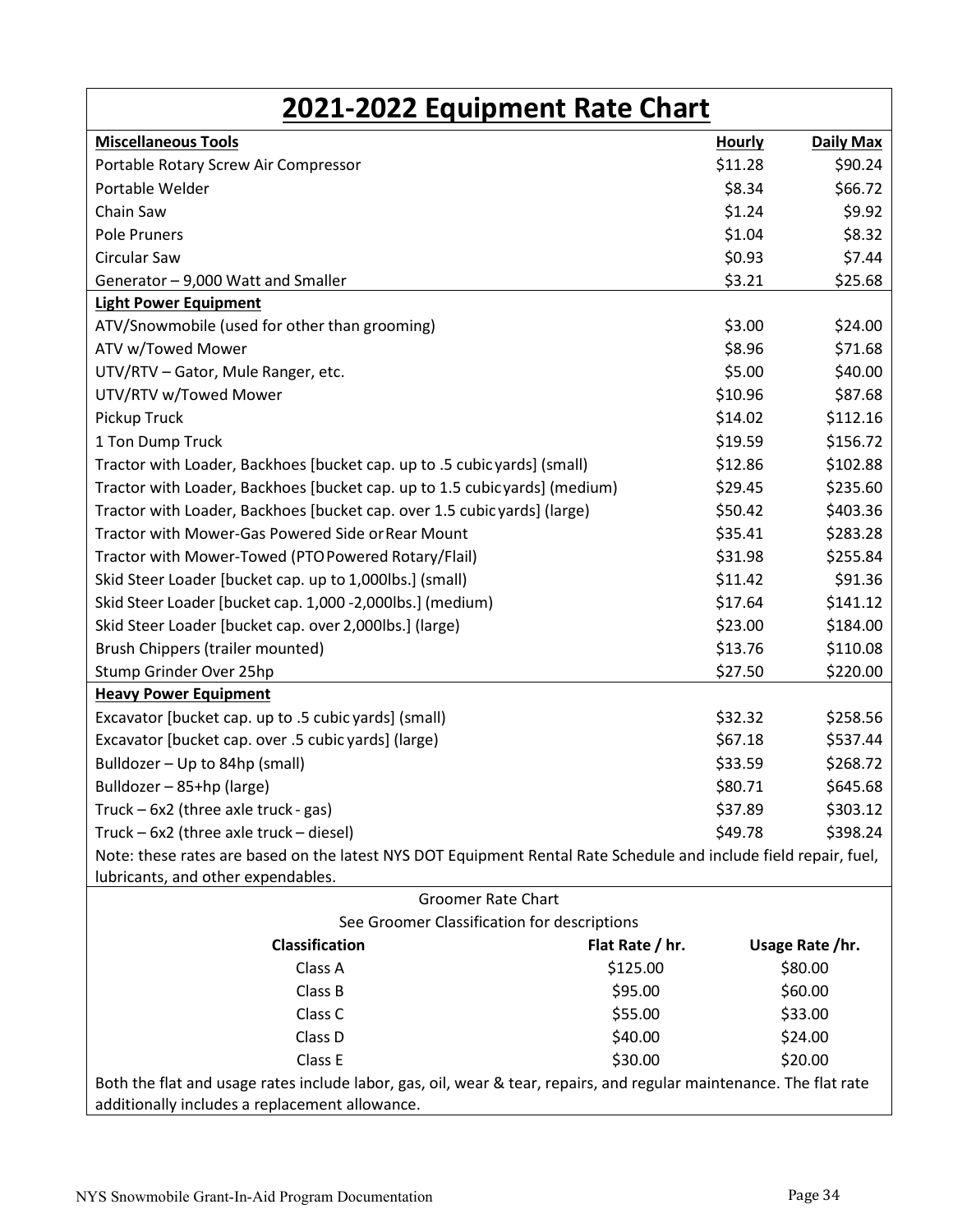# 2021-2022 Equipment Rate Chart

| **Miscellaneous Tools** | **Hourly** | **Daily Max** |
|---|---|---|
| Portable Rotary Screw Air Compressor | $11.28 | $90.24 |
| Portable Welder | $8.34 | $66.72 |
| Chain Saw | $1.24 | $9.92 |
| Pole Pruners | $1.04 | $8.32 |
| Circular Saw | $0.93 | $7.44 |
| Generator – 9,000 Watt and Smaller | $3.21 | $25.68 |
| **Light Power Equipment** | | |
| ATV/Snowmobile (used for other than grooming) | $3.00 | $24.00 |
| ATV w/Towed Mower | $8.96 | $71.68 |
| UTV/RTV – Gator, Mule Ranger, etc. | $5.00 | $40.00 |
| UTV/RTV w/Towed Mower | $10.96 | $87.68 |
| Pickup Truck | $14.02 | $112.16 |
| 1 Ton Dump Truck | $19.59 | $156.72 |
| Tractor with Loader, Backhoes [bucket cap. up to .5 cubic yards] (small) | $12.86 | $102.88 |
| Tractor with Loader, Backhoes [bucket cap. up to 1.5 cubic yards] (medium) | $29.45 | $235.60 |
| Tractor with Loader, Backhoes [bucket cap. over 1.5 cubic yards] (large) | $50.42 | $403.36 |
| Tractor with Mower-Gas Powered Side or Rear Mount | $35.41 | $283.28 |
| Tractor with Mower-Towed (PTO Powered Rotary/Flail) | $31.98 | $255.84 |
| Skid Steer Loader [bucket cap. up to 1,000lbs.] (small) | $11.42 | $91.36 |
| Skid Steer Loader [bucket cap. 1,000 -2,000lbs.] (medium) | $17.64 | $141.12 |
| Skid Steer Loader [bucket cap. over 2,000lbs.] (large) | $23.00 | $184.00 |
| Brush Chippers (trailer mounted) | $13.76 | $110.08 |
| Stump Grinder Over 25hp | $27.50 | $220.00 |
| **Heavy Power Equipment** | | |
| Excavator [bucket cap. up to .5 cubic yards] (small) | $32.32 | $258.56 |
| Excavator [bucket cap. over .5 cubic yards] (large) | $67.18 | $537.44 |
| Bulldozer – Up to 84hp (small) | $33.59 | $268.72 |
| Bulldozer – 85+hp (large) | $80.71 | $645.68 |
| Truck – 6x2 (three axle truck - gas) | $37.89 | $303.12 |
| Truck – 6x2 (three axle truck – diesel) | $49.78 | $398.24 |

Note: these rates are based on the latest NYS DOT Equipment Rental Rate Schedule and include field repair, fuel, lubricants, and other expendables.

Groomer Rate Chart

See Groomer Classification for descriptions

| **Classification** | **Flat Rate / hr.** | **Usage Rate /hr.** |
|---|---|---|
| Class A | $125.00 | $80.00 |
| Class B | $95.00 | $60.00 |
| Class C | $55.00 | $33.00 |
| Class D | $40.00 | $24.00 |
| Class E | $30.00 | $20.00 |

Both the flat and usage rates include labor, gas, oil, wear & tear, repairs, and regular maintenance. The flat rate additionally includes a replacement allowance.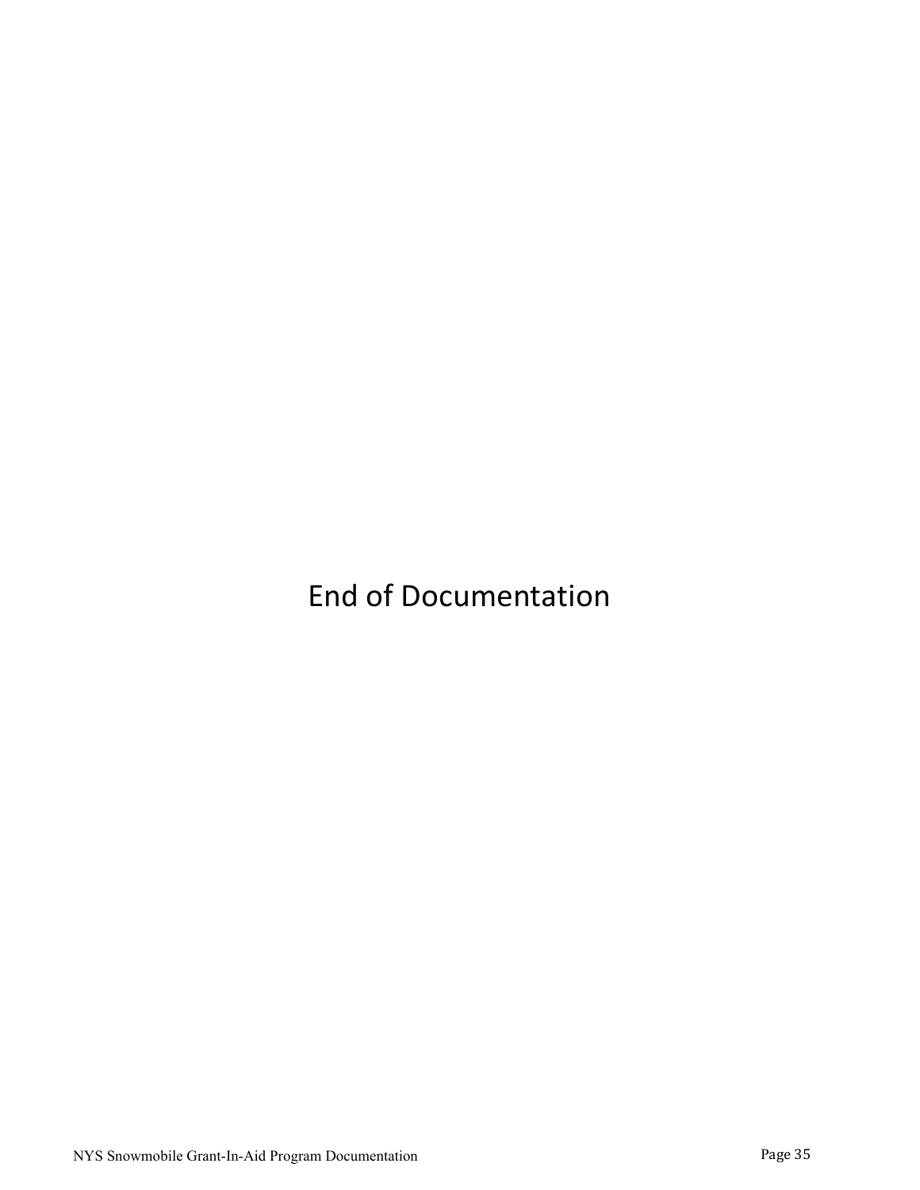End of Documentation